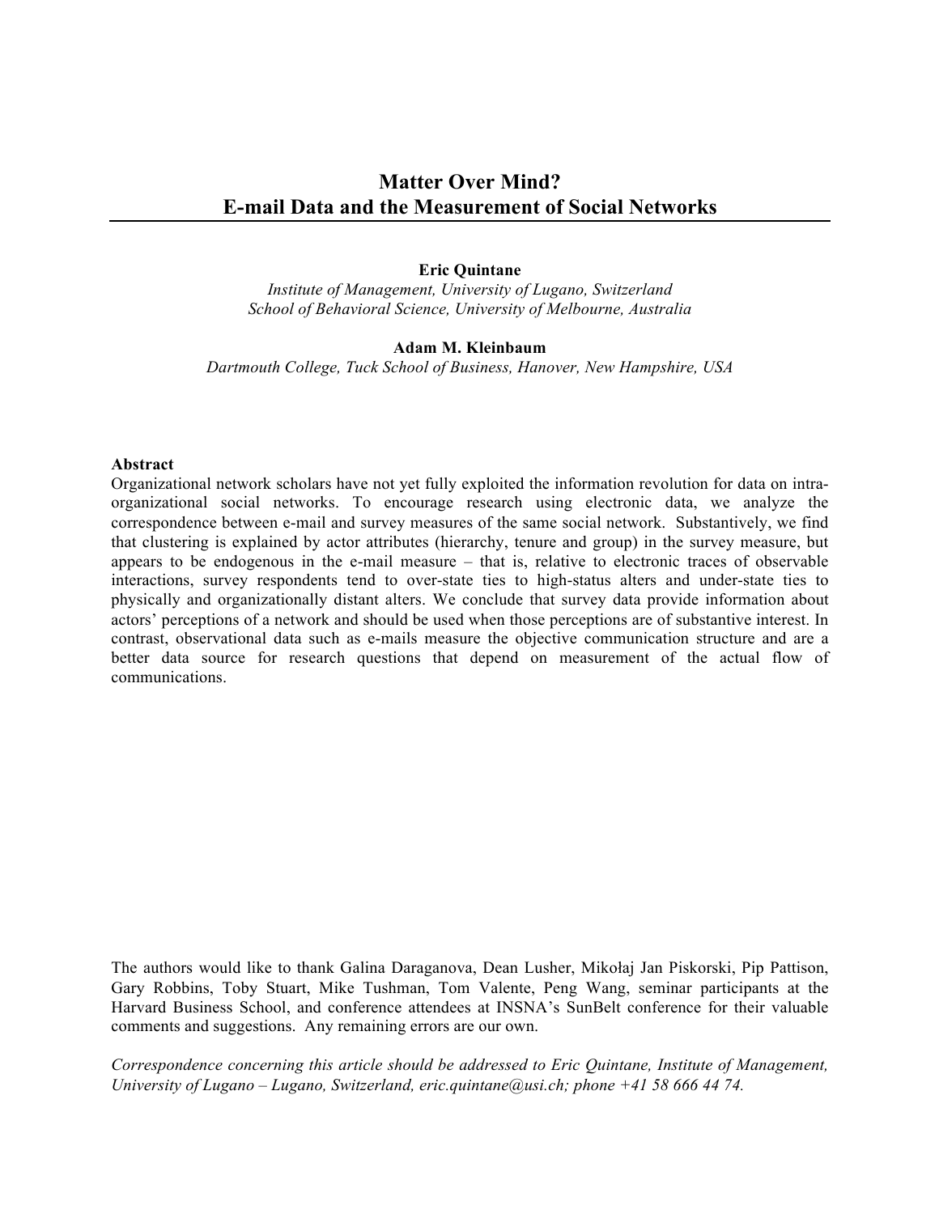# Matter Over Mind?
# E-mail Data and the Measurement of Social Networks

**Eric Quintane**

*Institute of Management, University of Lugano, Switzerland*
*School of Behavioral Science, University of Melbourne, Australia*

**Adam M. Kleinbaum**

*Dartmouth College, Tuck School of Business, Hanover, New Hampshire, USA*

**Abstract**

Organizational network scholars have not yet fully exploited the information revolution for data on intra-organizational social networks. To encourage research using electronic data, we analyze the correspondence between e-mail and survey measures of the same social network. Substantively, we find that clustering is explained by actor attributes (hierarchy, tenure and group) in the survey measure, but appears to be endogenous in the e-mail measure – that is, relative to electronic traces of observable interactions, survey respondents tend to over-state ties to high-status alters and under-state ties to physically and organizationally distant alters. We conclude that survey data provide information about actors' perceptions of a network and should be used when those perceptions are of substantive interest. In contrast, observational data such as e-mails measure the objective communication structure and are a better data source for research questions that depend on measurement of the actual flow of communications.

The authors would like to thank Galina Daraganova, Dean Lusher, Mikołaj Jan Piskorski, Pip Pattison, Gary Robbins, Toby Stuart, Mike Tushman, Tom Valente, Peng Wang, seminar participants at the Harvard Business School, and conference attendees at INSNA's SunBelt conference for their valuable comments and suggestions. Any remaining errors are our own.

*Correspondence concerning this article should be addressed to Eric Quintane, Institute of Management, University of Lugano – Lugano, Switzerland, eric.quintane@usi.ch; phone +41 58 666 44 74.*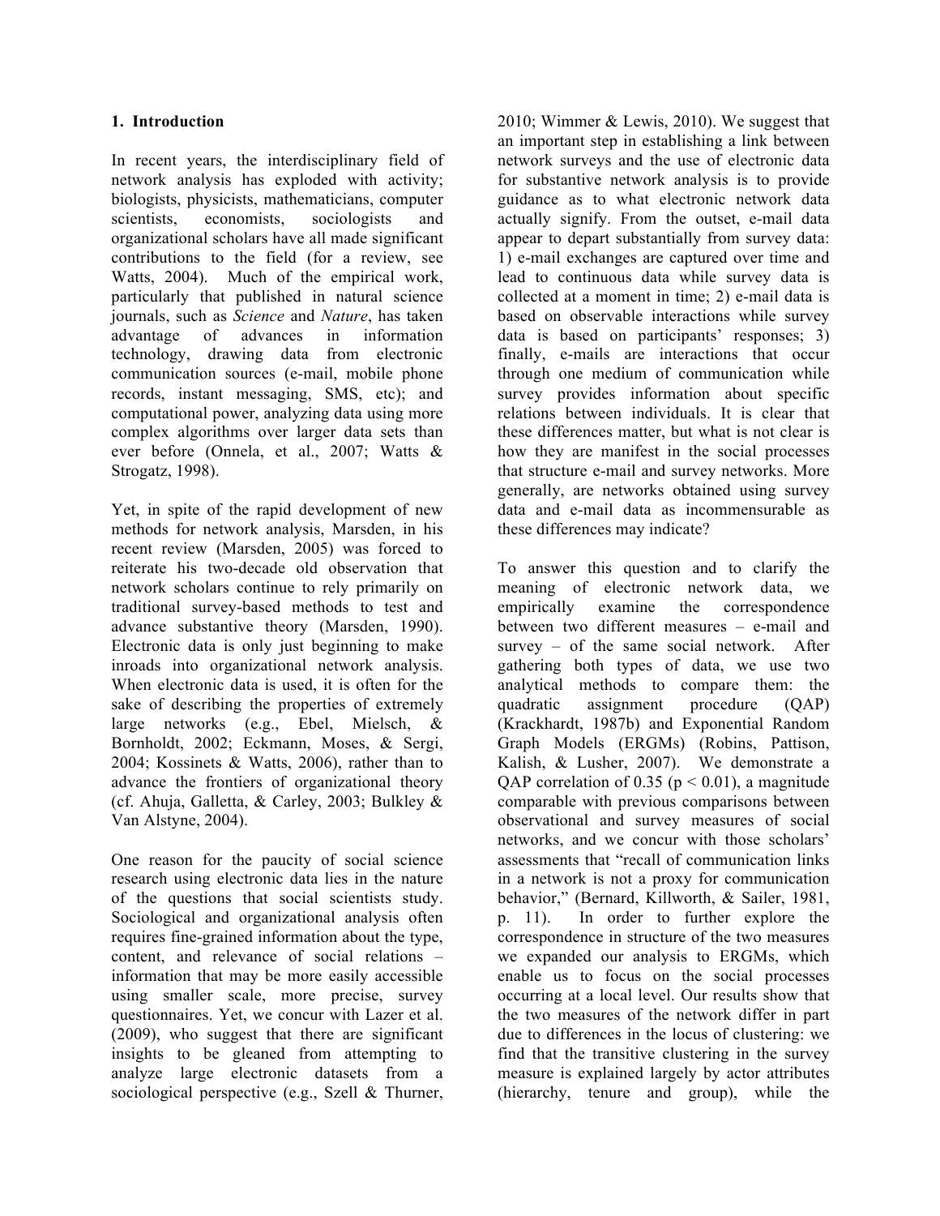## 1. Introduction

In recent years, the interdisciplinary field of network analysis has exploded with activity; biologists, physicists, mathematicians, computer scientists, economists, sociologists and organizational scholars have all made significant contributions to the field (for a review, see Watts, 2004). Much of the empirical work, particularly that published in natural science journals, such as *Science* and *Nature*, has taken advantage of advances in information technology, drawing data from electronic communication sources (e-mail, mobile phone records, instant messaging, SMS, etc); and computational power, analyzing data using more complex algorithms over larger data sets than ever before (Onnela, et al., 2007; Watts & Strogatz, 1998).

Yet, in spite of the rapid development of new methods for network analysis, Marsden, in his recent review (Marsden, 2005) was forced to reiterate his two-decade old observation that network scholars continue to rely primarily on traditional survey-based methods to test and advance substantive theory (Marsden, 1990). Electronic data is only just beginning to make inroads into organizational network analysis. When electronic data is used, it is often for the sake of describing the properties of extremely large networks (e.g., Ebel, Mielsch, & Bornholdt, 2002; Eckmann, Moses, & Sergi, 2004; Kossinets & Watts, 2006), rather than to advance the frontiers of organizational theory (cf. Ahuja, Galletta, & Carley, 2003; Bulkley & Van Alstyne, 2004).

One reason for the paucity of social science research using electronic data lies in the nature of the questions that social scientists study. Sociological and organizational analysis often requires fine-grained information about the type, content, and relevance of social relations – information that may be more easily accessible using smaller scale, more precise, survey questionnaires. Yet, we concur with Lazer et al. (2009), who suggest that there are significant insights to be gleaned from attempting to analyze large electronic datasets from a sociological perspective (e.g., Szell & Thurner, 2010; Wimmer & Lewis, 2010). We suggest that an important step in establishing a link between network surveys and the use of electronic data for substantive network analysis is to provide guidance as to what electronic network data actually signify. From the outset, e-mail data appear to depart substantially from survey data: 1) e-mail exchanges are captured over time and lead to continuous data while survey data is collected at a moment in time; 2) e-mail data is based on observable interactions while survey data is based on participants' responses; 3) finally, e-mails are interactions that occur through one medium of communication while survey provides information about specific relations between individuals. It is clear that these differences matter, but what is not clear is how they are manifest in the social processes that structure e-mail and survey networks. More generally, are networks obtained using survey data and e-mail data as incommensurable as these differences may indicate?

To answer this question and to clarify the meaning of electronic network data, we empirically examine the correspondence between two different measures – e-mail and survey – of the same social network. After gathering both types of data, we use two analytical methods to compare them: the quadratic assignment procedure (QAP) (Krackhardt, 1987b) and Exponential Random Graph Models (ERGMs) (Robins, Pattison, Kalish, & Lusher, 2007). We demonstrate a QAP correlation of 0.35 ($p < 0.01$), a magnitude comparable with previous comparisons between observational and survey measures of social networks, and we concur with those scholars' assessments that "recall of communication links in a network is not a proxy for communication behavior," (Bernard, Killworth, & Sailer, 1981, p. 11). In order to further explore the correspondence in structure of the two measures we expanded our analysis to ERGMs, which enable us to focus on the social processes occurring at a local level. Our results show that the two measures of the network differ in part due to differences in the locus of clustering: we find that the transitive clustering in the survey measure is explained largely by actor attributes (hierarchy, tenure and group), while the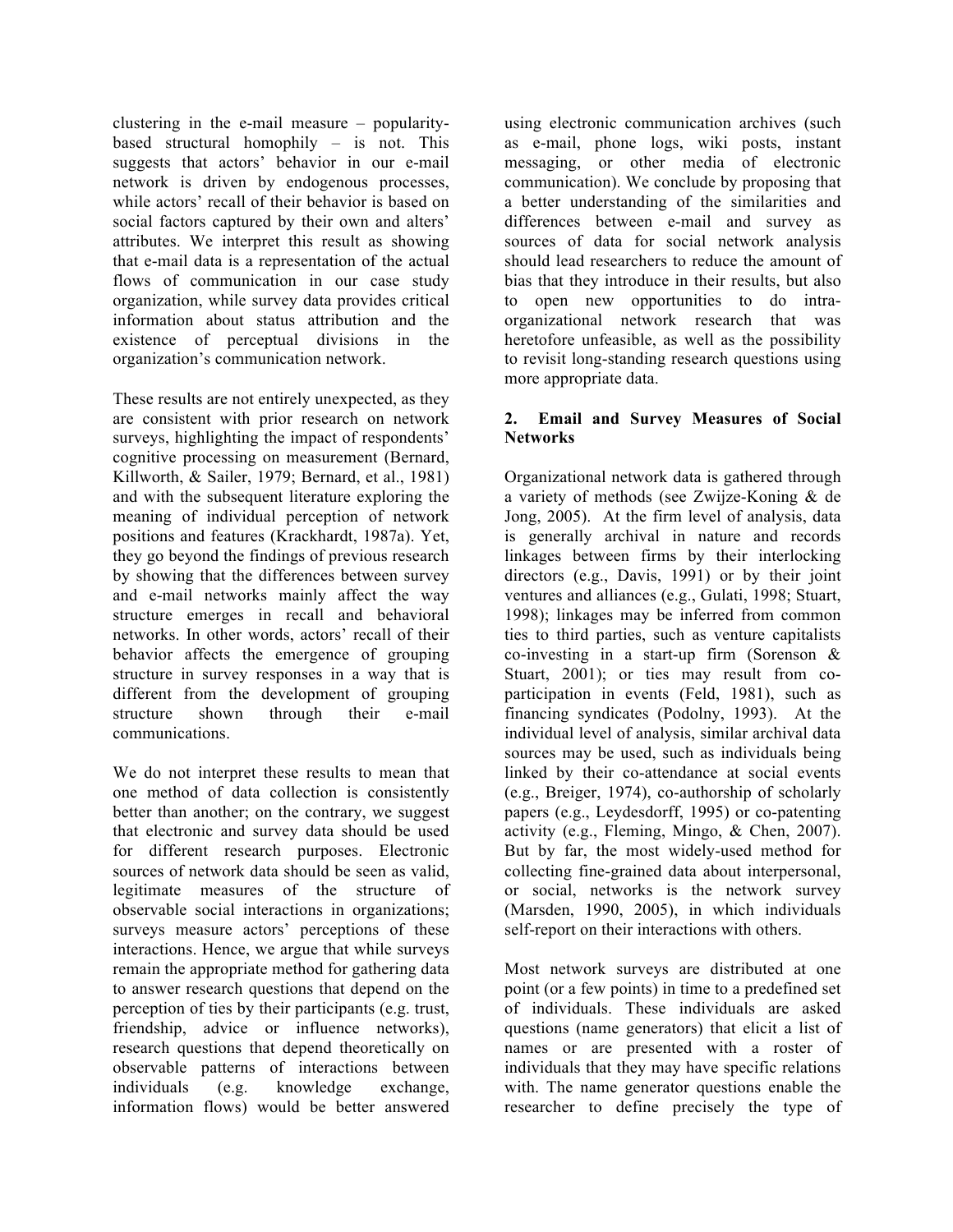clustering in the e-mail measure – popularity-based structural homophily – is not. This suggests that actors' behavior in our e-mail network is driven by endogenous processes, while actors' recall of their behavior is based on social factors captured by their own and alters' attributes. We interpret this result as showing that e-mail data is a representation of the actual flows of communication in our case study organization, while survey data provides critical information about status attribution and the existence of perceptual divisions in the organization's communication network.

These results are not entirely unexpected, as they are consistent with prior research on network surveys, highlighting the impact of respondents' cognitive processing on measurement (Bernard, Killworth, & Sailer, 1979; Bernard, et al., 1981) and with the subsequent literature exploring the meaning of individual perception of network positions and features (Krackhardt, 1987a). Yet, they go beyond the findings of previous research by showing that the differences between survey and e-mail networks mainly affect the way structure emerges in recall and behavioral networks. In other words, actors' recall of their behavior affects the emergence of grouping structure in survey responses in a way that is different from the development of grouping structure shown through their e-mail communications.

We do not interpret these results to mean that one method of data collection is consistently better than another; on the contrary, we suggest that electronic and survey data should be used for different research purposes. Electronic sources of network data should be seen as valid, legitimate measures of the structure of observable social interactions in organizations; surveys measure actors' perceptions of these interactions. Hence, we argue that while surveys remain the appropriate method for gathering data to answer research questions that depend on the perception of ties by their participants (e.g. trust, friendship, advice or influence networks), research questions that depend theoretically on observable patterns of interactions between individuals (e.g. knowledge exchange, information flows) would be better answered using electronic communication archives (such as e-mail, phone logs, wiki posts, instant messaging, or other media of electronic communication). We conclude by proposing that a better understanding of the similarities and differences between e-mail and survey as sources of data for social network analysis should lead researchers to reduce the amount of bias that they introduce in their results, but also to open new opportunities to do intra-organizational network research that was heretofore unfeasible, as well as the possibility to revisit long-standing research questions using more appropriate data.

## 2. Email and Survey Measures of Social Networks

Organizational network data is gathered through a variety of methods (see Zwijze-Koning & de Jong, 2005). At the firm level of analysis, data is generally archival in nature and records linkages between firms by their interlocking directors (e.g., Davis, 1991) or by their joint ventures and alliances (e.g., Gulati, 1998; Stuart, 1998); linkages may be inferred from common ties to third parties, such as venture capitalists co-investing in a start-up firm (Sorenson & Stuart, 2001); or ties may result from co-participation in events (Feld, 1981), such as financing syndicates (Podolny, 1993). At the individual level of analysis, similar archival data sources may be used, such as individuals being linked by their co-attendance at social events (e.g., Breiger, 1974), co-authorship of scholarly papers (e.g., Leydesdorff, 1995) or co-patenting activity (e.g., Fleming, Mingo, & Chen, 2007). But by far, the most widely-used method for collecting fine-grained data about interpersonal, or social, networks is the network survey (Marsden, 1990, 2005), in which individuals self-report on their interactions with others.

Most network surveys are distributed at one point (or a few points) in time to a predefined set of individuals. These individuals are asked questions (name generators) that elicit a list of names or are presented with a roster of individuals that they may have specific relations with. The name generator questions enable the researcher to define precisely the type of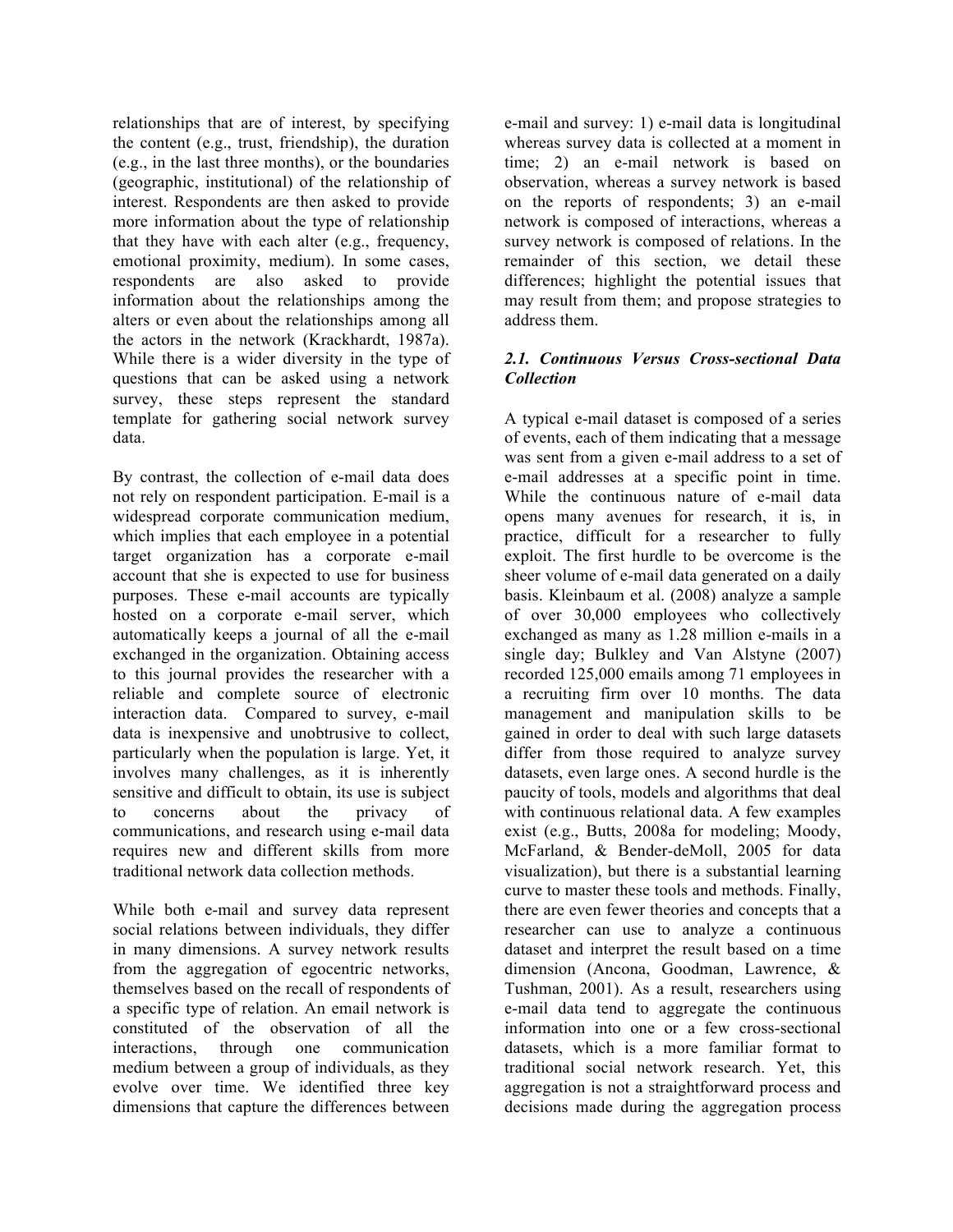relationships that are of interest, by specifying the content (e.g., trust, friendship), the duration (e.g., in the last three months), or the boundaries (geographic, institutional) of the relationship of interest. Respondents are then asked to provide more information about the type of relationship that they have with each alter (e.g., frequency, emotional proximity, medium). In some cases, respondents are also asked to provide information about the relationships among the alters or even about the relationships among all the actors in the network (Krackhardt, 1987a). While there is a wider diversity in the type of questions that can be asked using a network survey, these steps represent the standard template for gathering social network survey data.

By contrast, the collection of e-mail data does not rely on respondent participation. E-mail is a widespread corporate communication medium, which implies that each employee in a potential target organization has a corporate e-mail account that she is expected to use for business purposes. These e-mail accounts are typically hosted on a corporate e-mail server, which automatically keeps a journal of all the e-mail exchanged in the organization. Obtaining access to this journal provides the researcher with a reliable and complete source of electronic interaction data. Compared to survey, e-mail data is inexpensive and unobtrusive to collect, particularly when the population is large. Yet, it involves many challenges, as it is inherently sensitive and difficult to obtain, its use is subject to concerns about the privacy of communications, and research using e-mail data requires new and different skills from more traditional network data collection methods.

While both e-mail and survey data represent social relations between individuals, they differ in many dimensions. A survey network results from the aggregation of egocentric networks, themselves based on the recall of respondents of a specific type of relation. An email network is constituted of the observation of all the interactions, through one communication medium between a group of individuals, as they evolve over time. We identified three key dimensions that capture the differences between e-mail and survey: 1) e-mail data is longitudinal whereas survey data is collected at a moment in time; 2) an e-mail network is based on observation, whereas a survey network is based on the reports of respondents; 3) an e-mail network is composed of interactions, whereas a survey network is composed of relations. In the remainder of this section, we detail these differences; highlight the potential issues that may result from them; and propose strategies to address them.

### *2.1. Continuous Versus Cross-sectional Data Collection*

A typical e-mail dataset is composed of a series of events, each of them indicating that a message was sent from a given e-mail address to a set of e-mail addresses at a specific point in time. While the continuous nature of e-mail data opens many avenues for research, it is, in practice, difficult for a researcher to fully exploit. The first hurdle to be overcome is the sheer volume of e-mail data generated on a daily basis. Kleinbaum et al. (2008) analyze a sample of over 30,000 employees who collectively exchanged as many as 1.28 million e-mails in a single day; Bulkley and Van Alstyne (2007) recorded 125,000 emails among 71 employees in a recruiting firm over 10 months. The data management and manipulation skills to be gained in order to deal with such large datasets differ from those required to analyze survey datasets, even large ones. A second hurdle is the paucity of tools, models and algorithms that deal with continuous relational data. A few examples exist (e.g., Butts, 2008a for modeling; Moody, McFarland, & Bender-deMoll, 2005 for data visualization), but there is a substantial learning curve to master these tools and methods. Finally, there are even fewer theories and concepts that a researcher can use to analyze a continuous dataset and interpret the result based on a time dimension (Ancona, Goodman, Lawrence, & Tushman, 2001). As a result, researchers using e-mail data tend to aggregate the continuous information into one or a few cross-sectional datasets, which is a more familiar format to traditional social network research. Yet, this aggregation is not a straightforward process and decisions made during the aggregation process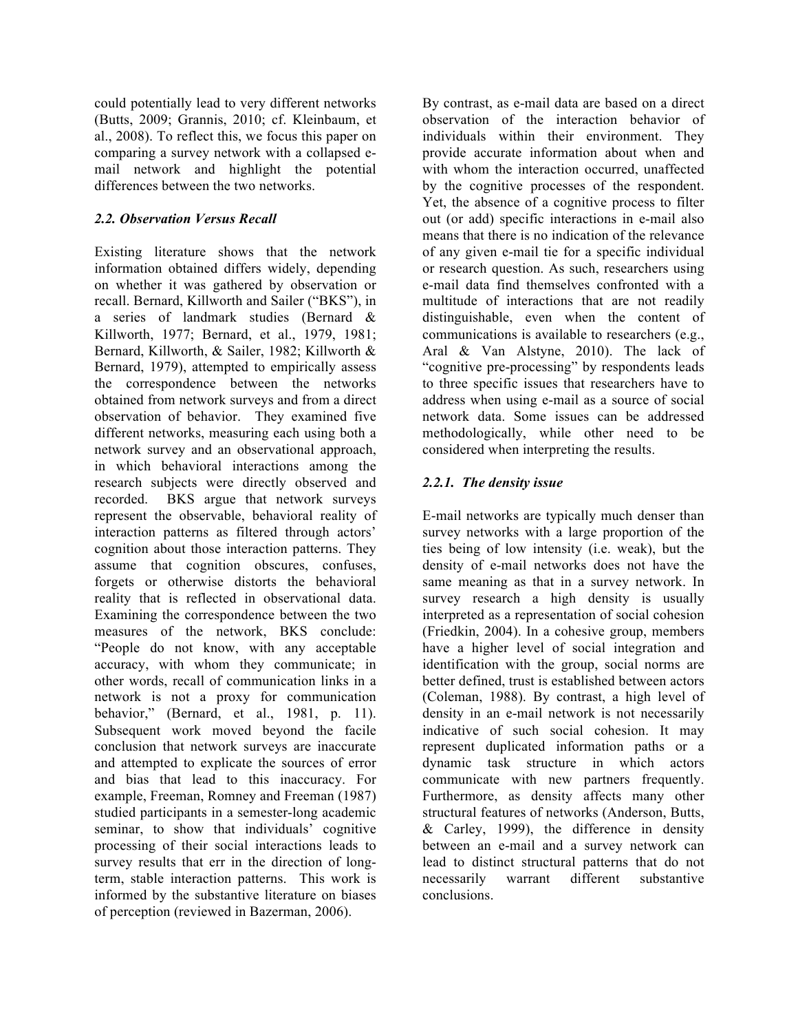could potentially lead to very different networks (Butts, 2009; Grannis, 2010; cf. Kleinbaum, et al., 2008). To reflect this, we focus this paper on comparing a survey network with a collapsed e-mail network and highlight the potential differences between the two networks.

### *2.2. Observation Versus Recall*

Existing literature shows that the network information obtained differs widely, depending on whether it was gathered by observation or recall. Bernard, Killworth and Sailer ("BKS"), in a series of landmark studies (Bernard & Killworth, 1977; Bernard, et al., 1979, 1981; Bernard, Killworth, & Sailer, 1982; Killworth & Bernard, 1979), attempted to empirically assess the correspondence between the networks obtained from network surveys and from a direct observation of behavior. They examined five different networks, measuring each using both a network survey and an observational approach, in which behavioral interactions among the research subjects were directly observed and recorded. BKS argue that network surveys represent the observable, behavioral reality of interaction patterns as filtered through actors' cognition about those interaction patterns. They assume that cognition obscures, confuses, forgets or otherwise distorts the behavioral reality that is reflected in observational data. Examining the correspondence between the two measures of the network, BKS conclude: "People do not know, with any acceptable accuracy, with whom they communicate; in other words, recall of communication links in a network is not a proxy for communication behavior," (Bernard, et al., 1981, p. 11). Subsequent work moved beyond the facile conclusion that network surveys are inaccurate and attempted to explicate the sources of error and bias that lead to this inaccuracy. For example, Freeman, Romney and Freeman (1987) studied participants in a semester-long academic seminar, to show that individuals' cognitive processing of their social interactions leads to survey results that err in the direction of long-term, stable interaction patterns. This work is informed by the substantive literature on biases of perception (reviewed in Bazerman, 2006).

By contrast, as e-mail data are based on a direct observation of the interaction behavior of individuals within their environment. They provide accurate information about when and with whom the interaction occurred, unaffected by the cognitive processes of the respondent. Yet, the absence of a cognitive process to filter out (or add) specific interactions in e-mail also means that there is no indication of the relevance of any given e-mail tie for a specific individual or research question. As such, researchers using e-mail data find themselves confronted with a multitude of interactions that are not readily distinguishable, even when the content of communications is available to researchers (e.g., Aral & Van Alstyne, 2010). The lack of "cognitive pre-processing" by respondents leads to three specific issues that researchers have to address when using e-mail as a source of social network data. Some issues can be addressed methodologically, while other need to be considered when interpreting the results.

#### *2.2.1. The density issue*

E-mail networks are typically much denser than survey networks with a large proportion of the ties being of low intensity (i.e. weak), but the density of e-mail networks does not have the same meaning as that in a survey network. In survey research a high density is usually interpreted as a representation of social cohesion (Friedkin, 2004). In a cohesive group, members have a higher level of social integration and identification with the group, social norms are better defined, trust is established between actors (Coleman, 1988). By contrast, a high level of density in an e-mail network is not necessarily indicative of such social cohesion. It may represent duplicated information paths or a dynamic task structure in which actors communicate with new partners frequently. Furthermore, as density affects many other structural features of networks (Anderson, Butts, & Carley, 1999), the difference in density between an e-mail and a survey network can lead to distinct structural patterns that do not necessarily warrant different substantive conclusions.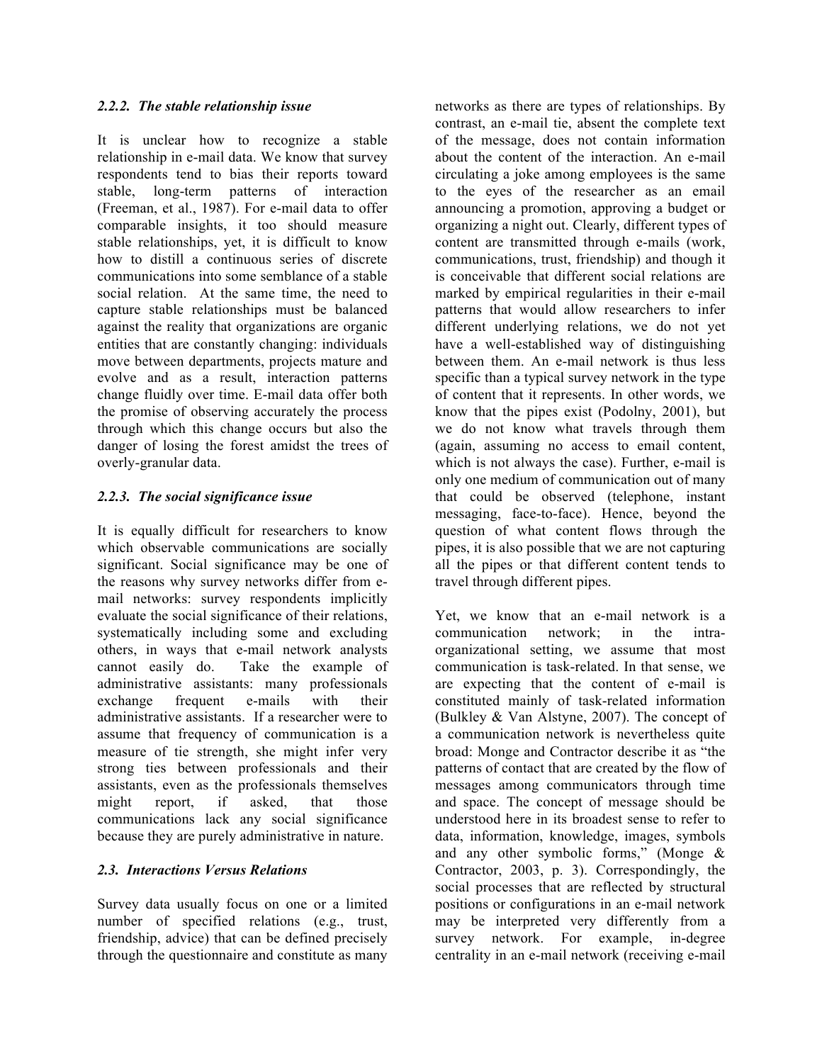#### *2.2.2. The stable relationship issue*

It is unclear how to recognize a stable relationship in e-mail data. We know that survey respondents tend to bias their reports toward stable, long-term patterns of interaction (Freeman, et al., 1987). For e-mail data to offer comparable insights, it too should measure stable relationships, yet, it is difficult to know how to distill a continuous series of discrete communications into some semblance of a stable social relation. At the same time, the need to capture stable relationships must be balanced against the reality that organizations are organic entities that are constantly changing: individuals move between departments, projects mature and evolve and as a result, interaction patterns change fluidly over time. E-mail data offer both the promise of observing accurately the process through which this change occurs but also the danger of losing the forest amidst the trees of overly-granular data.

#### *2.2.3. The social significance issue*

It is equally difficult for researchers to know which observable communications are socially significant. Social significance may be one of the reasons why survey networks differ from e-mail networks: survey respondents implicitly evaluate the social significance of their relations, systematically including some and excluding others, in ways that e-mail network analysts cannot easily do. Take the example of administrative assistants: many professionals exchange frequent e-mails with their administrative assistants. If a researcher were to assume that frequency of communication is a measure of tie strength, she might infer very strong ties between professionals and their assistants, even as the professionals themselves might report, if asked, that those communications lack any social significance because they are purely administrative in nature.

### *2.3. Interactions Versus Relations*

Survey data usually focus on one or a limited number of specified relations (e.g., trust, friendship, advice) that can be defined precisely through the questionnaire and constitute as many networks as there are types of relationships. By contrast, an e-mail tie, absent the complete text of the message, does not contain information about the content of the interaction. An e-mail circulating a joke among employees is the same to the eyes of the researcher as an email announcing a promotion, approving a budget or organizing a night out. Clearly, different types of content are transmitted through e-mails (work, communications, trust, friendship) and though it is conceivable that different social relations are marked by empirical regularities in their e-mail patterns that would allow researchers to infer different underlying relations, we do not yet have a well-established way of distinguishing between them. An e-mail network is thus less specific than a typical survey network in the type of content that it represents. In other words, we know that the pipes exist (Podolny, 2001), but we do not know what travels through them (again, assuming no access to email content, which is not always the case). Further, e-mail is only one medium of communication out of many that could be observed (telephone, instant messaging, face-to-face). Hence, beyond the question of what content flows through the pipes, it is also possible that we are not capturing all the pipes or that different content tends to travel through different pipes.

Yet, we know that an e-mail network is a communication network; in the intra-organizational setting, we assume that most communication is task-related. In that sense, we are expecting that the content of e-mail is constituted mainly of task-related information (Bulkley & Van Alstyne, 2007). The concept of a communication network is nevertheless quite broad: Monge and Contractor describe it as "the patterns of contact that are created by the flow of messages among communicators through time and space. The concept of message should be understood here in its broadest sense to refer to data, information, knowledge, images, symbols and any other symbolic forms," (Monge & Contractor, 2003, p. 3). Correspondingly, the social processes that are reflected by structural positions or configurations in an e-mail network may be interpreted very differently from a survey network. For example, in-degree centrality in an e-mail network (receiving e-mail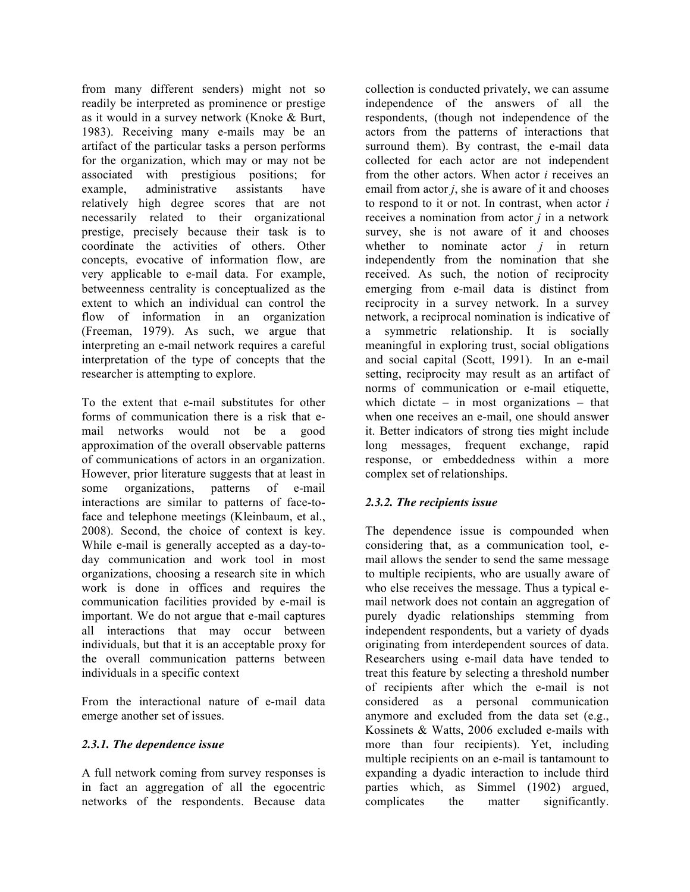from many different senders) might not so readily be interpreted as prominence or prestige as it would in a survey network (Knoke & Burt, 1983). Receiving many e-mails may be an artifact of the particular tasks a person performs for the organization, which may or may not be associated with prestigious positions; for example, administrative assistants have relatively high degree scores that are not necessarily related to their organizational prestige, precisely because their task is to coordinate the activities of others. Other concepts, evocative of information flow, are very applicable to e-mail data. For example, betweenness centrality is conceptualized as the extent to which an individual can control the flow of information in an organization (Freeman, 1979). As such, we argue that interpreting an e-mail network requires a careful interpretation of the type of concepts that the researcher is attempting to explore.

To the extent that e-mail substitutes for other forms of communication there is a risk that e-mail networks would not be a good approximation of the overall observable patterns of communications of actors in an organization. However, prior literature suggests that at least in some organizations, patterns of e-mail interactions are similar to patterns of face-to-face and telephone meetings (Kleinbaum, et al., 2008). Second, the choice of context is key. While e-mail is generally accepted as a day-to-day communication and work tool in most organizations, choosing a research site in which work is done in offices and requires the communication facilities provided by e-mail is important. We do not argue that e-mail captures all interactions that may occur between individuals, but that it is an acceptable proxy for the overall communication patterns between individuals in a specific context

From the interactional nature of e-mail data emerge another set of issues.

#### *2.3.1. The dependence issue*

A full network coming from survey responses is in fact an aggregation of all the egocentric networks of the respondents. Because data collection is conducted privately, we can assume independence of the answers of all the respondents, (though not independence of the actors from the patterns of interactions that surround them). By contrast, the e-mail data collected for each actor are not independent from the other actors. When actor *i* receives an email from actor *j*, she is aware of it and chooses to respond to it or not. In contrast, when actor *i* receives a nomination from actor *j* in a network survey, she is not aware of it and chooses whether to nominate actor *j* in return independently from the nomination that she received. As such, the notion of reciprocity emerging from e-mail data is distinct from reciprocity in a survey network. In a survey network, a reciprocal nomination is indicative of a symmetric relationship. It is socially meaningful in exploring trust, social obligations and social capital (Scott, 1991). In an e-mail setting, reciprocity may result as an artifact of norms of communication or e-mail etiquette, which dictate – in most organizations – that when one receives an e-mail, one should answer it. Better indicators of strong ties might include long messages, frequent exchange, rapid response, or embeddedness within a more complex set of relationships.

#### *2.3.2. The recipients issue*

The dependence issue is compounded when considering that, as a communication tool, e-mail allows the sender to send the same message to multiple recipients, who are usually aware of who else receives the message. Thus a typical e-mail network does not contain an aggregation of purely dyadic relationships stemming from independent respondents, but a variety of dyads originating from interdependent sources of data. Researchers using e-mail data have tended to treat this feature by selecting a threshold number of recipients after which the e-mail is not considered as a personal communication anymore and excluded from the data set (e.g., Kossinets & Watts, 2006 excluded e-mails with more than four recipients). Yet, including multiple recipients on an e-mail is tantamount to expanding a dyadic interaction to include third parties which, as Simmel (1902) argued, complicates the matter significantly.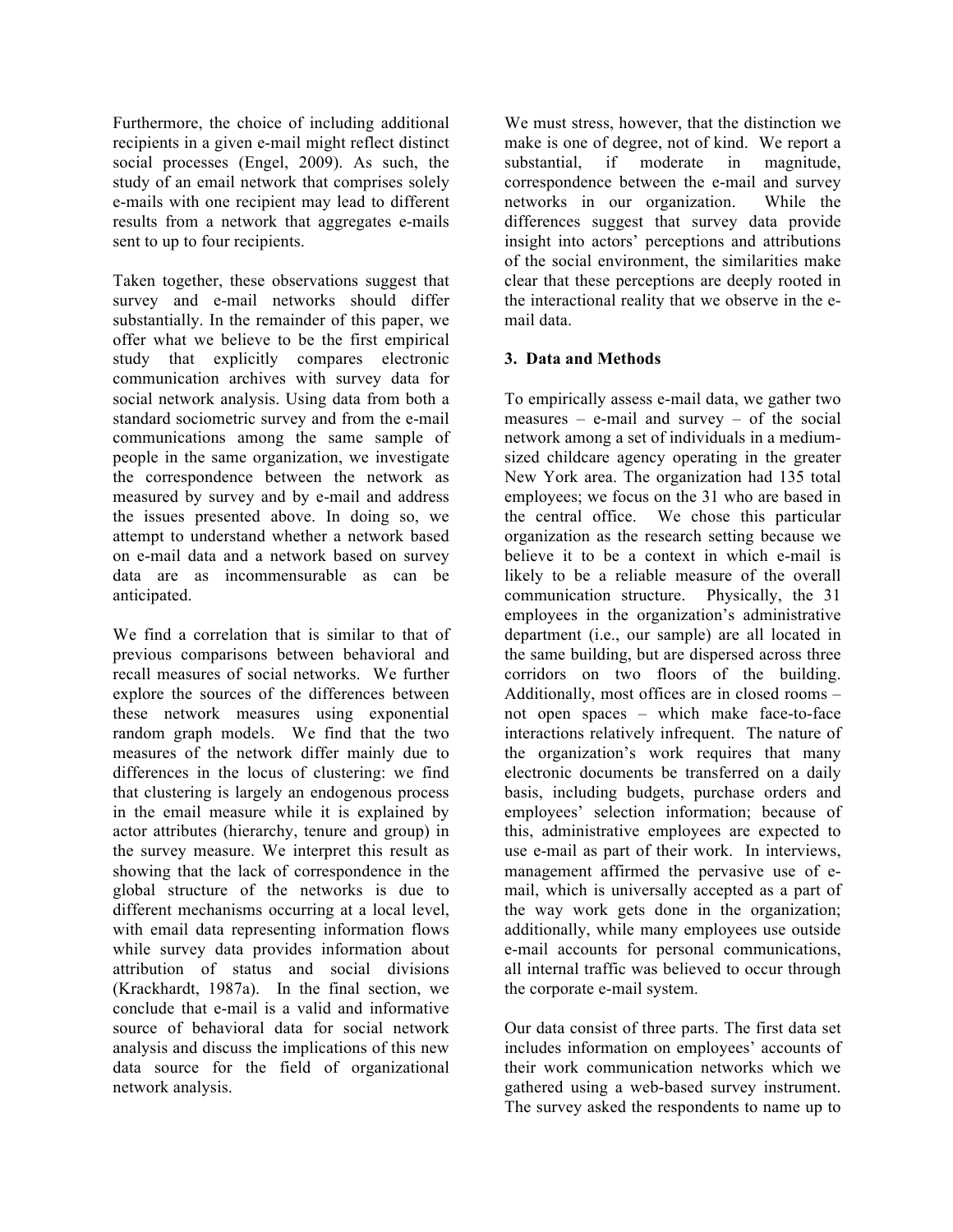Furthermore, the choice of including additional recipients in a given e-mail might reflect distinct social processes (Engel, 2009). As such, the study of an email network that comprises solely e-mails with one recipient may lead to different results from a network that aggregates e-mails sent to up to four recipients.

Taken together, these observations suggest that survey and e-mail networks should differ substantially. In the remainder of this paper, we offer what we believe to be the first empirical study that explicitly compares electronic communication archives with survey data for social network analysis. Using data from both a standard sociometric survey and from the e-mail communications among the same sample of people in the same organization, we investigate the correspondence between the network as measured by survey and by e-mail and address the issues presented above. In doing so, we attempt to understand whether a network based on e-mail data and a network based on survey data are as incommensurable as can be anticipated.

We find a correlation that is similar to that of previous comparisons between behavioral and recall measures of social networks. We further explore the sources of the differences between these network measures using exponential random graph models. We find that the two measures of the network differ mainly due to differences in the locus of clustering: we find that clustering is largely an endogenous process in the email measure while it is explained by actor attributes (hierarchy, tenure and group) in the survey measure. We interpret this result as showing that the lack of correspondence in the global structure of the networks is due to different mechanisms occurring at a local level, with email data representing information flows while survey data provides information about attribution of status and social divisions (Krackhardt, 1987a). In the final section, we conclude that e-mail is a valid and informative source of behavioral data for social network analysis and discuss the implications of this new data source for the field of organizational network analysis.

We must stress, however, that the distinction we make is one of degree, not of kind. We report a substantial, if moderate in magnitude, correspondence between the e-mail and survey networks in our organization. While the differences suggest that survey data provide insight into actors' perceptions and attributions of the social environment, the similarities make clear that these perceptions are deeply rooted in the interactional reality that we observe in the e-mail data.

## 3. Data and Methods

To empirically assess e-mail data, we gather two measures – e-mail and survey – of the social network among a set of individuals in a medium-sized childcare agency operating in the greater New York area. The organization had 135 total employees; we focus on the 31 who are based in the central office. We chose this particular organization as the research setting because we believe it to be a context in which e-mail is likely to be a reliable measure of the overall communication structure. Physically, the 31 employees in the organization's administrative department (i.e., our sample) are all located in the same building, but are dispersed across three corridors on two floors of the building. Additionally, most offices are in closed rooms – not open spaces – which make face-to-face interactions relatively infrequent. The nature of the organization's work requires that many electronic documents be transferred on a daily basis, including budgets, purchase orders and employees' selection information; because of this, administrative employees are expected to use e-mail as part of their work. In interviews, management affirmed the pervasive use of e-mail, which is universally accepted as a part of the way work gets done in the organization; additionally, while many employees use outside e-mail accounts for personal communications, all internal traffic was believed to occur through the corporate e-mail system.

Our data consist of three parts. The first data set includes information on employees' accounts of their work communication networks which we gathered using a web-based survey instrument. The survey asked the respondents to name up to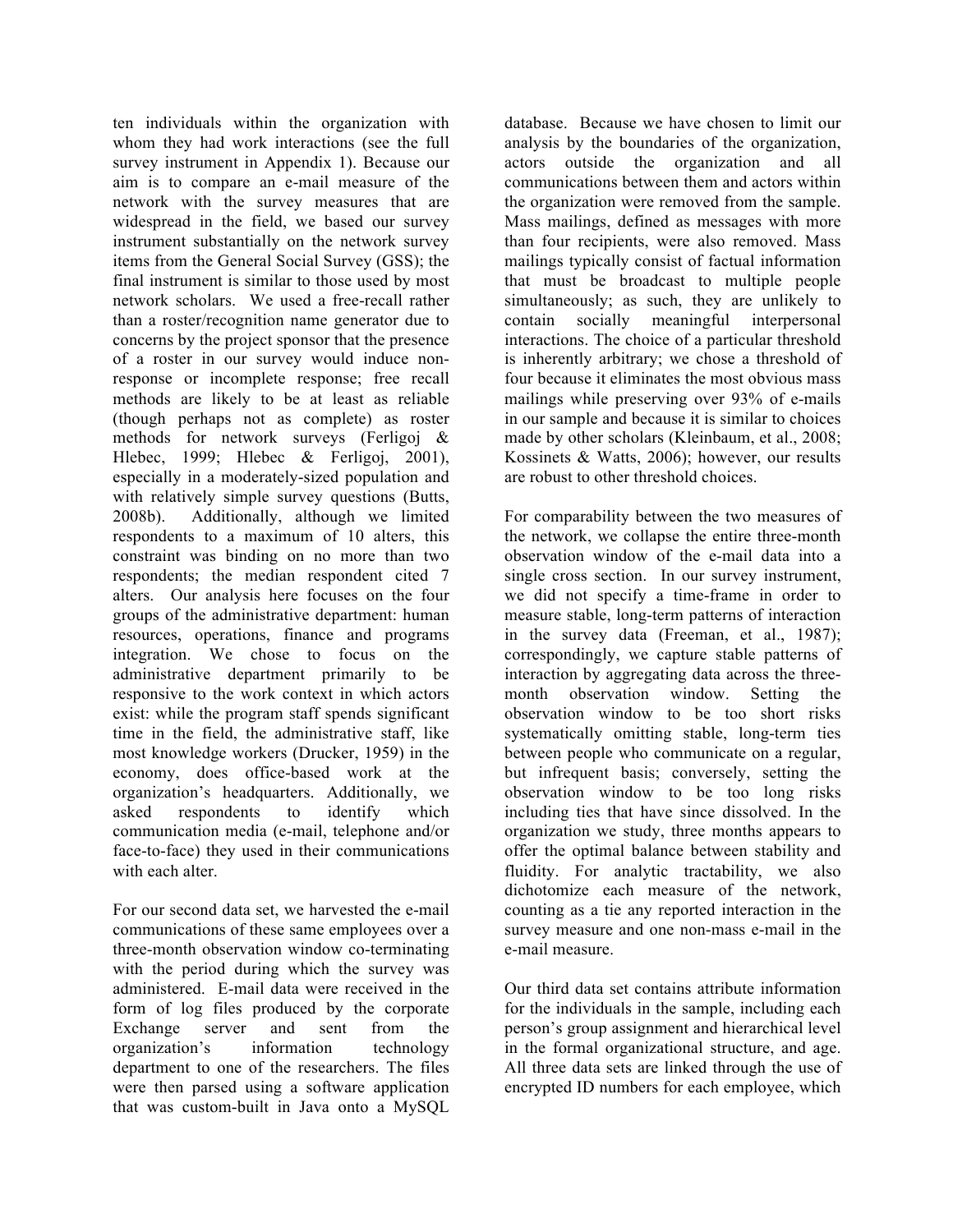ten individuals within the organization with whom they had work interactions (see the full survey instrument in Appendix 1). Because our aim is to compare an e-mail measure of the network with the survey measures that are widespread in the field, we based our survey instrument substantially on the network survey items from the General Social Survey (GSS); the final instrument is similar to those used by most network scholars. We used a free-recall rather than a roster/recognition name generator due to concerns by the project sponsor that the presence of a roster in our survey would induce non-response or incomplete response; free recall methods are likely to be at least as reliable (though perhaps not as complete) as roster methods for network surveys (Ferligoj & Hlebec, 1999; Hlebec & Ferligoj, 2001), especially in a moderately-sized population and with relatively simple survey questions (Butts, 2008b). Additionally, although we limited respondents to a maximum of 10 alters, this constraint was binding on no more than two respondents; the median respondent cited 7 alters. Our analysis here focuses on the four groups of the administrative department: human resources, operations, finance and programs integration. We chose to focus on the administrative department primarily to be responsive to the work context in which actors exist: while the program staff spends significant time in the field, the administrative staff, like most knowledge workers (Drucker, 1959) in the economy, does office-based work at the organization's headquarters. Additionally, we asked respondents to identify which communication media (e-mail, telephone and/or face-to-face) they used in their communications with each alter.

For our second data set, we harvested the e-mail communications of these same employees over a three-month observation window co-terminating with the period during which the survey was administered. E-mail data were received in the form of log files produced by the corporate Exchange server and sent from the organization's information technology department to one of the researchers. The files were then parsed using a software application that was custom-built in Java onto a MySQL database. Because we have chosen to limit our analysis by the boundaries of the organization, actors outside the organization and all communications between them and actors within the organization were removed from the sample. Mass mailings, defined as messages with more than four recipients, were also removed. Mass mailings typically consist of factual information that must be broadcast to multiple people simultaneously; as such, they are unlikely to contain socially meaningful interpersonal interactions. The choice of a particular threshold is inherently arbitrary; we chose a threshold of four because it eliminates the most obvious mass mailings while preserving over 93% of e-mails in our sample and because it is similar to choices made by other scholars (Kleinbaum, et al., 2008; Kossinets & Watts, 2006); however, our results are robust to other threshold choices.

For comparability between the two measures of the network, we collapse the entire three-month observation window of the e-mail data into a single cross section. In our survey instrument, we did not specify a time-frame in order to measure stable, long-term patterns of interaction in the survey data (Freeman, et al., 1987); correspondingly, we capture stable patterns of interaction by aggregating data across the three-month observation window. Setting the observation window to be too short risks systematically omitting stable, long-term ties between people who communicate on a regular, but infrequent basis; conversely, setting the observation window to be too long risks including ties that have since dissolved. In the organization we study, three months appears to offer the optimal balance between stability and fluidity. For analytic tractability, we also dichotomize each measure of the network, counting as a tie any reported interaction in the survey measure and one non-mass e-mail in the e-mail measure.

Our third data set contains attribute information for the individuals in the sample, including each person's group assignment and hierarchical level in the formal organizational structure, and age. All three data sets are linked through the use of encrypted ID numbers for each employee, which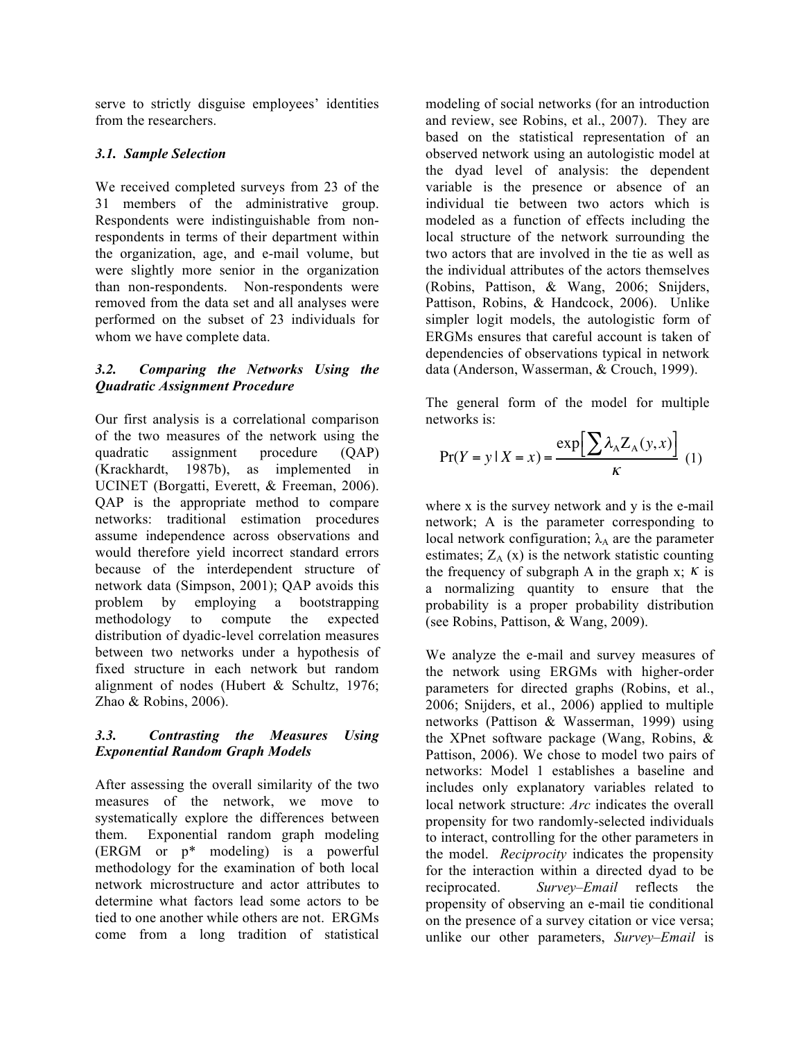serve to strictly disguise employees' identities from the researchers.

### 3.1. Sample Selection

We received completed surveys from 23 of the 31 members of the administrative group. Respondents were indistinguishable from non-respondents in terms of their department within the organization, age, and e-mail volume, but were slightly more senior in the organization than non-respondents. Non-respondents were removed from the data set and all analyses were performed on the subset of 23 individuals for whom we have complete data.

### 3.2. Comparing the Networks Using the Quadratic Assignment Procedure

Our first analysis is a correlational comparison of the two measures of the network using the quadratic assignment procedure (QAP) (Krackhardt, 1987b), as implemented in UCINET (Borgatti, Everett, & Freeman, 2006). QAP is the appropriate method to compare networks: traditional estimation procedures assume independence across observations and would therefore yield incorrect standard errors because of the interdependent structure of network data (Simpson, 2001); QAP avoids this problem by employing a bootstrapping methodology to compute the expected distribution of dyadic-level correlation measures between two networks under a hypothesis of fixed structure in each network but random alignment of nodes (Hubert & Schultz, 1976; Zhao & Robins, 2006).

### 3.3. Contrasting the Measures Using Exponential Random Graph Models

After assessing the overall similarity of the two measures of the network, we move to systematically explore the differences between them. Exponential random graph modeling (ERGM or p* modeling) is a powerful methodology for the examination of both local network microstructure and actor attributes to determine what factors lead some actors to be tied to one another while others are not. ERGMs come from a long tradition of statistical modeling of social networks (for an introduction and review, see Robins, et al., 2007). They are based on the statistical representation of an observed network using an autologistic model at the dyad level of analysis: the dependent variable is the presence or absence of an individual tie between two actors which is modeled as a function of effects including the local structure of the network surrounding the two actors that are involved in the tie as well as the individual attributes of the actors themselves (Robins, Pattison, & Wang, 2006; Snijders, Pattison, Robins, & Handcock, 2006). Unlike simpler logit models, the autologistic form of ERGMs ensures that careful account is taken of dependencies of observations typical in network data (Anderson, Wasserman, & Crouch, 1999).

The general form of the model for multiple networks is:

$$\Pr(Y = y \mid X = x) = \frac{\exp\left[\sum \lambda_A Z_A(y,x)\right]}{\kappa} \quad (1)$$

where x is the survey network and y is the e-mail network; A is the parameter corresponding to local network configuration; $\lambda_A$ are the parameter estimates; $Z_A(x)$ is the network statistic counting the frequency of subgraph A in the graph x; $\kappa$ is a normalizing quantity to ensure that the probability is a proper probability distribution (see Robins, Pattison, & Wang, 2009).

We analyze the e-mail and survey measures of the network using ERGMs with higher-order parameters for directed graphs (Robins, et al., 2006; Snijders, et al., 2006) applied to multiple networks (Pattison & Wasserman, 1999) using the XPnet software package (Wang, Robins, & Pattison, 2006). We chose to model two pairs of networks: Model 1 establishes a baseline and includes only explanatory variables related to local network structure: *Arc* indicates the overall propensity for two randomly-selected individuals to interact, controlling for the other parameters in the model. *Reciprocity* indicates the propensity for the interaction within a directed dyad to be reciprocated. *Survey–Email* reflects the propensity of observing an e-mail tie conditional on the presence of a survey citation or vice versa; unlike our other parameters, *Survey–Email* is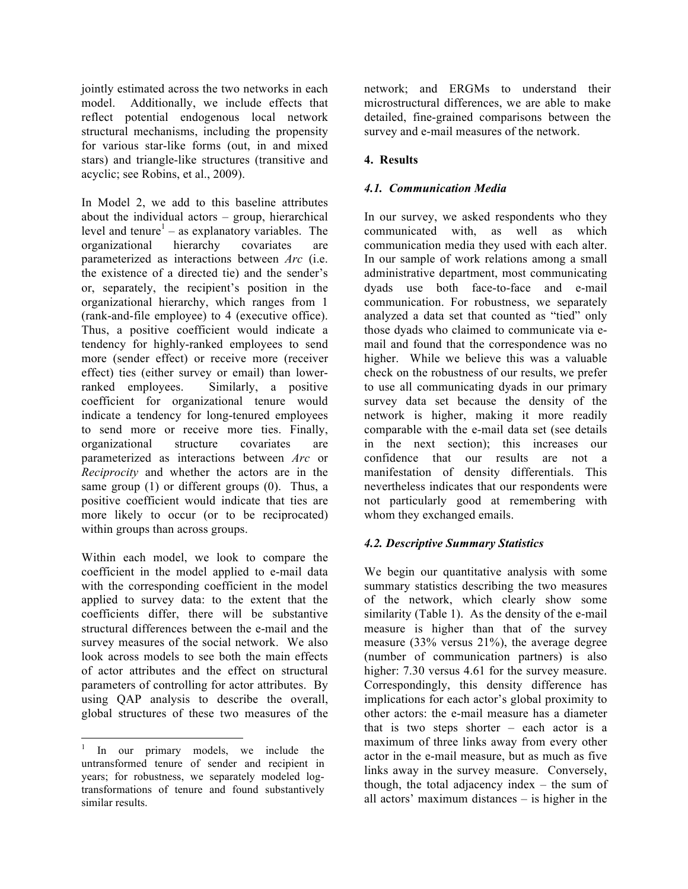jointly estimated across the two networks in each model. Additionally, we include effects that reflect potential endogenous local network structural mechanisms, including the propensity for various star-like forms (out, in and mixed stars) and triangle-like structures (transitive and acyclic; see Robins, et al., 2009).

In Model 2, we add to this baseline attributes about the individual actors – group, hierarchical level and tenure[1] – as explanatory variables. The organizational hierarchy covariates are parameterized as interactions between *Arc* (i.e. the existence of a directed tie) and the sender's or, separately, the recipient's position in the organizational hierarchy, which ranges from 1 (rank-and-file employee) to 4 (executive office). Thus, a positive coefficient would indicate a tendency for highly-ranked employees to send more (sender effect) or receive more (receiver effect) ties (either survey or email) than lower-ranked employees. Similarly, a positive coefficient for organizational tenure would indicate a tendency for long-tenured employees to send more or receive more ties. Finally, organizational structure covariates are parameterized as interactions between *Arc* or *Reciprocity* and whether the actors are in the same group (1) or different groups (0). Thus, a positive coefficient would indicate that ties are more likely to occur (or to be reciprocated) within groups than across groups.

Within each model, we look to compare the coefficient in the model applied to e-mail data with the corresponding coefficient in the model applied to survey data: to the extent that the coefficients differ, there will be substantive structural differences between the e-mail and the survey measures of the social network. We also look across models to see both the main effects of actor attributes and the effect on structural parameters of controlling for actor attributes. By using QAP analysis to describe the overall, global structures of these two measures of the network; and ERGMs to understand their microstructural differences, we are able to make detailed, fine-grained comparisons between the survey and e-mail measures of the network.

## 4. Results

### *4.1. Communication Media*

In our survey, we asked respondents who they communicated with, as well as which communication media they used with each alter. In our sample of work relations among a small administrative department, most communicating dyads use both face-to-face and e-mail communication. For robustness, we separately analyzed a data set that counted as "tied" only those dyads who claimed to communicate via e-mail and found that the correspondence was no higher. While we believe this was a valuable check on the robustness of our results, we prefer to use all communicating dyads in our primary survey data set because the density of the network is higher, making it more readily comparable with the e-mail data set (see details in the next section); this increases our confidence that our results are not a manifestation of density differentials. This nevertheless indicates that our respondents were not particularly good at remembering with whom they exchanged emails.

### *4.2. Descriptive Summary Statistics*

We begin our quantitative analysis with some summary statistics describing the two measures of the network, which clearly show some similarity (Table 1). As the density of the e-mail measure is higher than that of the survey measure (33% versus 21%), the average degree (number of communication partners) is also higher: 7.30 versus 4.61 for the survey measure. Correspondingly, this density difference has implications for each actor's global proximity to other actors: the e-mail measure has a diameter that is two steps shorter – each actor is a maximum of three links away from every other actor in the e-mail measure, but as much as five links away in the survey measure. Conversely, though, the total adjacency index – the sum of all actors' maximum distances – is higher in the

[1] In our primary models, we include the untransformed tenure of sender and recipient in years; for robustness, we separately modeled log-transformations of tenure and found substantively similar results.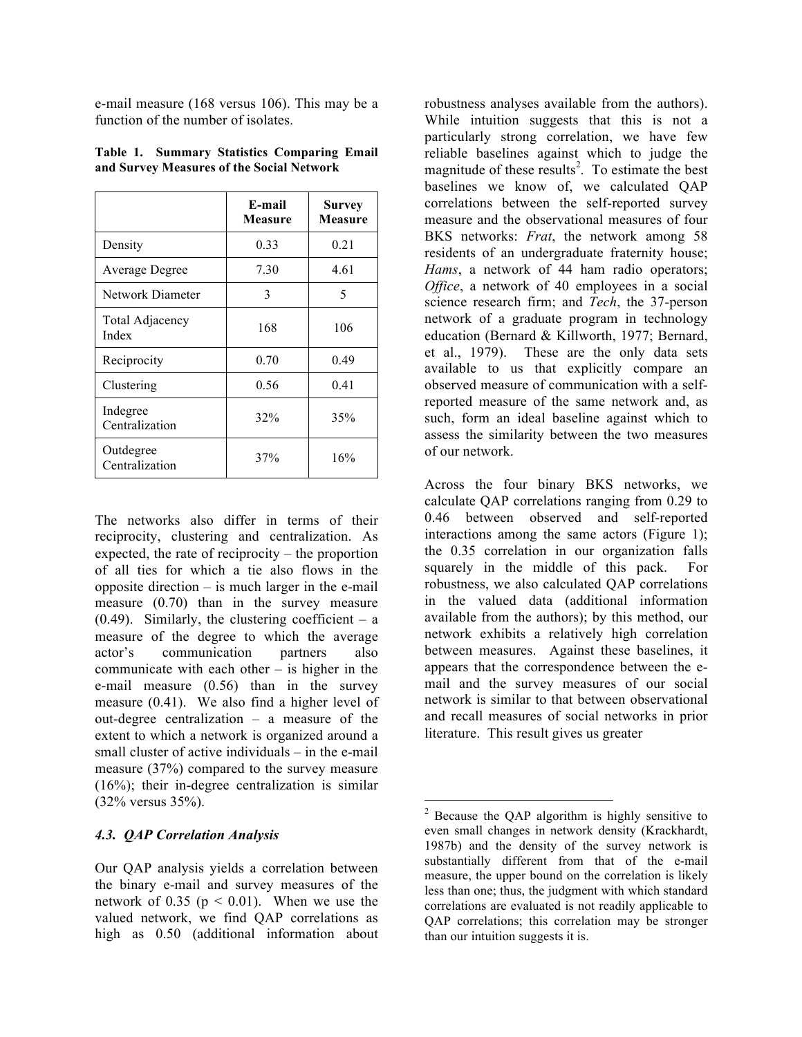e-mail measure (168 versus 106). This may be a function of the number of isolates.

**Table 1. Summary Statistics Comparing Email and Survey Measures of the Social Network**

| | E-mail Measure | Survey Measure |
|---|---|---|
| Density | 0.33 | 0.21 |
| Average Degree | 7.30 | 4.61 |
| Network Diameter | 3 | 5 |
| Total Adjacency Index | 168 | 106 |
| Reciprocity | 0.70 | 0.49 |
| Clustering | 0.56 | 0.41 |
| Indegree Centralization | 32% | 35% |
| Outdegree Centralization | 37% | 16% |

The networks also differ in terms of their reciprocity, clustering and centralization. As expected, the rate of reciprocity – the proportion of all ties for which a tie also flows in the opposite direction – is much larger in the e-mail measure (0.70) than in the survey measure (0.49). Similarly, the clustering coefficient – a measure of the degree to which the average actor's communication partners also communicate with each other – is higher in the e-mail measure (0.56) than in the survey measure (0.41). We also find a higher level of out-degree centralization – a measure of the extent to which a network is organized around a small cluster of active individuals – in the e-mail measure (37%) compared to the survey measure (16%); their in-degree centralization is similar (32% versus 35%).

### *4.3. QAP Correlation Analysis*

Our QAP analysis yields a correlation between the binary e-mail and survey measures of the network of 0.35 ($p < 0.01$). When we use the valued network, we find QAP correlations as high as 0.50 (additional information about robustness analyses available from the authors). While intuition suggests that this is not a particularly strong correlation, we have few reliable baselines against which to judge the magnitude of these results[2]. To estimate the best baselines we know of, we calculated QAP correlations between the self-reported survey measure and the observational measures of four BKS networks: *Frat*, the network among 58 residents of an undergraduate fraternity house; *Hams*, a network of 44 ham radio operators; *Office*, a network of 40 employees in a social science research firm; and *Tech*, the 37-person network of a graduate program in technology education (Bernard & Killworth, 1977; Bernard, et al., 1979). These are the only data sets available to us that explicitly compare an observed measure of communication with a self-reported measure of the same network and, as such, form an ideal baseline against which to assess the similarity between the two measures of our network.

Across the four binary BKS networks, we calculate QAP correlations ranging from 0.29 to 0.46 between observed and self-reported interactions among the same actors (Figure 1); the 0.35 correlation in our organization falls squarely in the middle of this pack. For robustness, we also calculated QAP correlations in the valued data (additional information available from the authors); by this method, our network exhibits a relatively high correlation between measures. Against these baselines, it appears that the correspondence between the e-mail and the survey measures of our social network is similar to that between observational and recall measures of social networks in prior literature. This result gives us greater

[2] Because the QAP algorithm is highly sensitive to even small changes in network density (Krackhardt, 1987b) and the density of the survey network is substantially different from that of the e-mail measure, the upper bound on the correlation is likely less than one; thus, the judgment with which standard correlations are evaluated is not readily applicable to QAP correlations; this correlation may be stronger than our intuition suggests it is.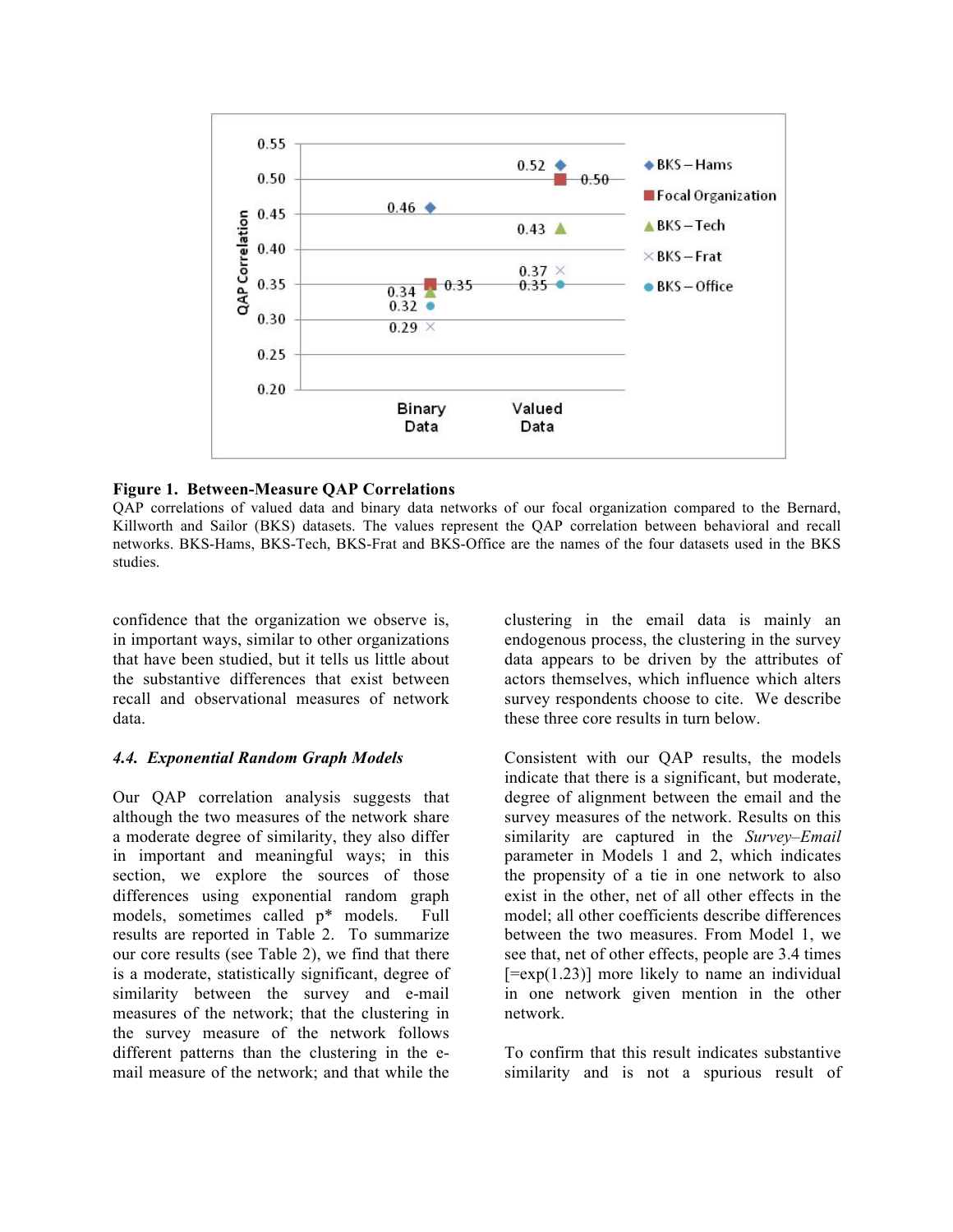**Figure 1. Between-Measure QAP Correlations**
QAP correlations of valued data and binary data networks of our focal organization compared to the Bernard, Killworth and Sailor (BKS) datasets. The values represent the QAP correlation between behavioral and recall networks. BKS-Hams, BKS-Tech, BKS-Frat and BKS-Office are the names of the four datasets used in the BKS studies.

confidence that the organization we observe is, in important ways, similar to other organizations that have been studied, but it tells us little about the substantive differences that exist between recall and observational measures of network data.

### *4.4. Exponential Random Graph Models*

Our QAP correlation analysis suggests that although the two measures of the network share a moderate degree of similarity, they also differ in important and meaningful ways; in this section, we explore the sources of those differences using exponential random graph models, sometimes called p* models. Full results are reported in Table 2. To summarize our core results (see Table 2), we find that there is a moderate, statistically significant, degree of similarity between the survey and e-mail measures of the network; that the clustering in the survey measure of the network follows different patterns than the clustering in the e-mail measure of the network; and that while the clustering in the email data is mainly an endogenous process, the clustering in the survey data appears to be driven by the attributes of actors themselves, which influence which alters survey respondents choose to cite. We describe these three core results in turn below.

Consistent with our QAP results, the models indicate that there is a significant, but moderate, degree of alignment between the email and the survey measures of the network. Results on this similarity are captured in the *Survey–Email* parameter in Models 1 and 2, which indicates the propensity of a tie in one network to also exist in the other, net of all other effects in the model; all other coefficients describe differences between the two measures. From Model 1, we see that, net of other effects, people are 3.4 times [=exp(1.23)] more likely to name an individual in one network given mention in the other network.

To confirm that this result indicates substantive similarity and is not a spurious result of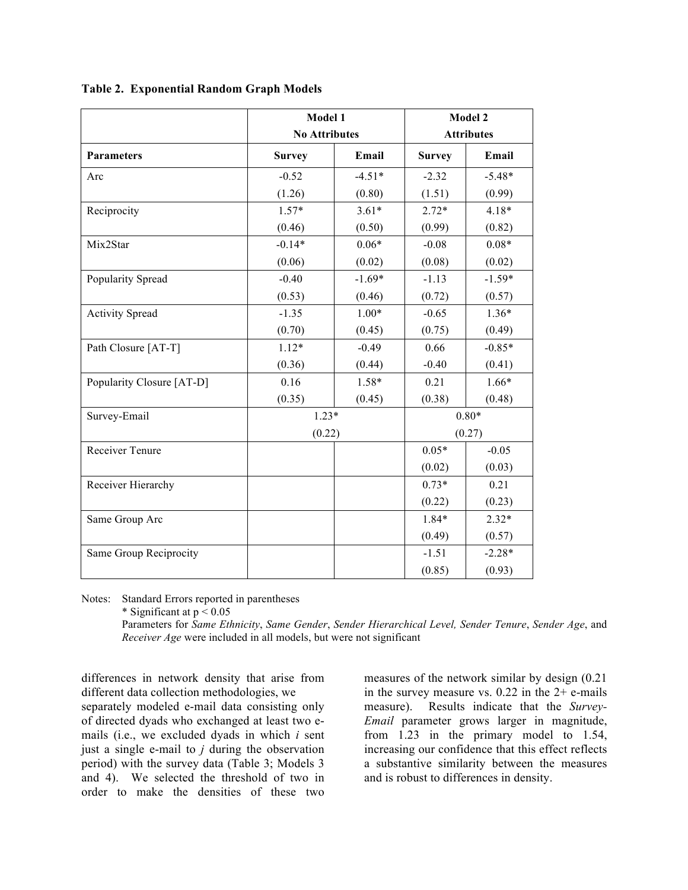**Table 2. Exponential Random Graph Models**

| | Model 1 No Attributes | | Model 2 Attributes | |
|---|---|---|---|---|
| **Parameters** | **Survey** | **Email** | **Survey** | **Email** |
| Arc | -0.52 | -4.51* | -2.32 | -5.48* |
| | (1.26) | (0.80) | (1.51) | (0.99) |
| Reciprocity | 1.57* | 3.61* | 2.72* | 4.18* |
| | (0.46) | (0.50) | (0.99) | (0.82) |
| Mix2Star | -0.14* | 0.06* | -0.08 | 0.08* |
| | (0.06) | (0.02) | (0.08) | (0.02) |
| Popularity Spread | -0.40 | -1.69* | -1.13 | -1.59* |
| | (0.53) | (0.46) | (0.72) | (0.57) |
| Activity Spread | -1.35 | 1.00* | -0.65 | 1.36* |
| | (0.70) | (0.45) | (0.75) | (0.49) |
| Path Closure [AT-T] | 1.12* | -0.49 | 0.66 | -0.85* |
| | (0.36) | (0.44) | -0.40 | (0.41) |
| Popularity Closure [AT-D] | 0.16 | 1.58* | 0.21 | 1.66* |
| | (0.35) | (0.45) | (0.38) | (0.48) |
| Survey-Email | 1.23* | | 0.80* | |
| | (0.22) | | (0.27) | |
| Receiver Tenure | | | 0.05* | -0.05 |
| | | | (0.02) | (0.03) |
| Receiver Hierarchy | | | 0.73* | 0.21 |
| | | | (0.22) | (0.23) |
| Same Group Arc | | | 1.84* | 2.32* |
| | | | (0.49) | (0.57) |
| Same Group Reciprocity | | | -1.51 | -2.28* |
| | | | (0.85) | (0.93) |

Notes: Standard Errors reported in parentheses
\* Significant at $p < 0.05$
Parameters for *Same Ethnicity*, *Same Gender*, *Sender Hierarchical Level, Sender Tenure*, *Sender Age*, and *Receiver Age* were included in all models, but were not significant

differences in network density that arise from different data collection methodologies, we separately modeled e-mail data consisting only of directed dyads who exchanged at least two e-mails (i.e., we excluded dyads in which *i* sent just a single e-mail to *j* during the observation period) with the survey data (Table 3; Models 3 and 4). We selected the threshold of two in order to make the densities of these two measures of the network similar by design (0.21 in the survey measure vs. 0.22 in the 2+ e-mails measure). Results indicate that the *Survey-Email* parameter grows larger in magnitude, from 1.23 in the primary model to 1.54, increasing our confidence that this effect reflects a substantive similarity between the measures and is robust to differences in density.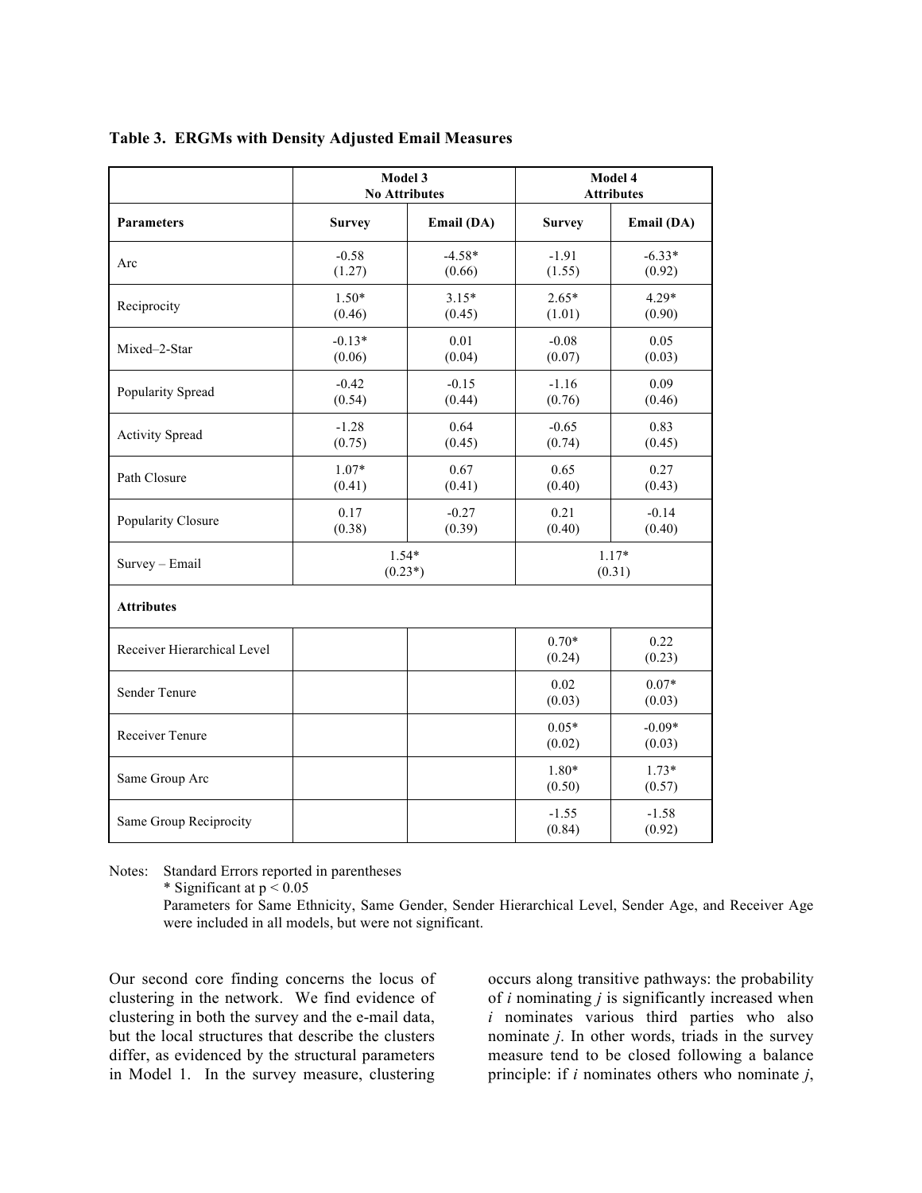**Table 3. ERGMs with Density Adjusted Email Measures**

| | Model 3 No Attributes | | Model 4 Attributes | |
|---|---|---|---|---|
| **Parameters** | **Survey** | **Email (DA)** | **Survey** | **Email (DA)** |
| Arc | -0.58 (1.27) | -4.58* (0.66) | -1.91 (1.55) | -6.33* (0.92) |
| Reciprocity | 1.50* (0.46) | 3.15* (0.45) | 2.65* (1.01) | 4.29* (0.90) |
| Mixed–2-Star | -0.13* (0.06) | 0.01 (0.04) | -0.08 (0.07) | 0.05 (0.03) |
| Popularity Spread | -0.42 (0.54) | -0.15 (0.44) | -1.16 (0.76) | 0.09 (0.46) |
| Activity Spread | -1.28 (0.75) | 0.64 (0.45) | -0.65 (0.74) | 0.83 (0.45) |
| Path Closure | 1.07* (0.41) | 0.67 (0.41) | 0.65 (0.40) | 0.27 (0.43) |
| Popularity Closure | 0.17 (0.38) | -0.27 (0.39) | 0.21 (0.40) | -0.14 (0.40) |
| Survey – Email | 1.54* (0.23*) | | 1.17* (0.31) | |
| **Attributes** | | | | |
| Receiver Hierarchical Level | | | 0.70* (0.24) | 0.22 (0.23) |
| Sender Tenure | | | 0.02 (0.03) | 0.07* (0.03) |
| Receiver Tenure | | | 0.05* (0.02) | -0.09* (0.03) |
| Same Group Arc | | | 1.80* (0.50) | 1.73* (0.57) |
| Same Group Reciprocity | | | -1.55 (0.84) | -1.58 (0.92) |

Notes: Standard Errors reported in parentheses
\* Significant at $p < 0.05$
Parameters for Same Ethnicity, Same Gender, Sender Hierarchical Level, Sender Age, and Receiver Age were included in all models, but were not significant.

Our second core finding concerns the locus of clustering in the network. We find evidence of clustering in both the survey and the e-mail data, but the local structures that describe the clusters differ, as evidenced by the structural parameters in Model 1. In the survey measure, clustering occurs along transitive pathways: the probability of $i$ nominating $j$ is significantly increased when $i$ nominates various third parties who also nominate $j$. In other words, triads in the survey measure tend to be closed following a balance principle: if $i$ nominates others who nominate $j$,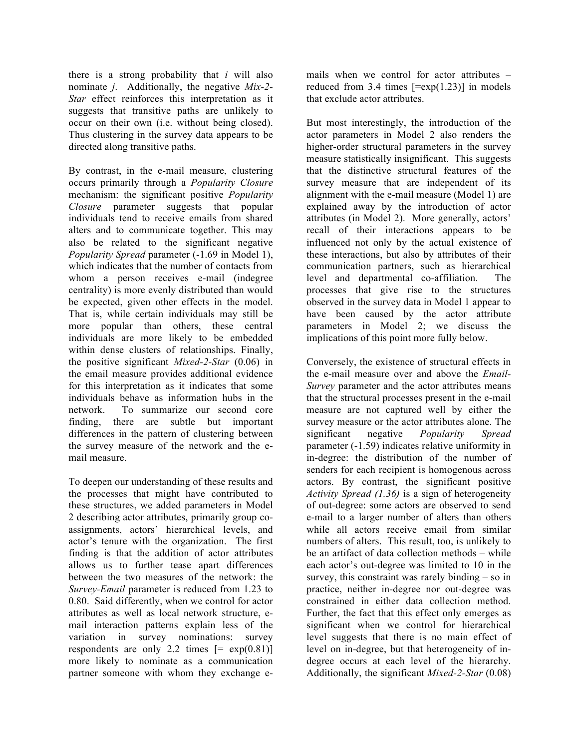there is a strong probability that *i* will also nominate *j*. Additionally, the negative *Mix-2-Star* effect reinforces this interpretation as it suggests that transitive paths are unlikely to occur on their own (i.e. without being closed). Thus clustering in the survey data appears to be directed along transitive paths.

By contrast, in the e-mail measure, clustering occurs primarily through a *Popularity Closure* mechanism: the significant positive *Popularity Closure* parameter suggests that popular individuals tend to receive emails from shared alters and to communicate together. This may also be related to the significant negative *Popularity Spread* parameter (-1.69 in Model 1), which indicates that the number of contacts from whom a person receives e-mail (indegree centrality) is more evenly distributed than would be expected, given other effects in the model. That is, while certain individuals may still be more popular than others, these central individuals are more likely to be embedded within dense clusters of relationships. Finally, the positive significant *Mixed-2-Star* (0.06) in the email measure provides additional evidence for this interpretation as it indicates that some individuals behave as information hubs in the network. To summarize our second core finding, there are subtle but important differences in the pattern of clustering between the survey measure of the network and the e-mail measure.

To deepen our understanding of these results and the processes that might have contributed to these structures, we added parameters in Model 2 describing actor attributes, primarily group co-assignments, actors' hierarchical levels, and actor's tenure with the organization. The first finding is that the addition of actor attributes allows us to further tease apart differences between the two measures of the network: the *Survey-Email* parameter is reduced from 1.23 to 0.80. Said differently, when we control for actor attributes as well as local network structure, e-mail interaction patterns explain less of the variation in survey nominations: survey respondents are only 2.2 times [= exp(0.81)] more likely to nominate as a communication partner someone with whom they exchange e-mails when we control for actor attributes – reduced from 3.4 times [=exp(1.23)] in models that exclude actor attributes.

But most interestingly, the introduction of the actor parameters in Model 2 also renders the higher-order structural parameters in the survey measure statistically insignificant. This suggests that the distinctive structural features of the survey measure that are independent of its alignment with the e-mail measure (Model 1) are explained away by the introduction of actor attributes (in Model 2). More generally, actors' recall of their interactions appears to be influenced not only by the actual existence of these interactions, but also by attributes of their communication partners, such as hierarchical level and departmental co-affiliation. The processes that give rise to the structures observed in the survey data in Model 1 appear to have been caused by the actor attribute parameters in Model 2; we discuss the implications of this point more fully below.

Conversely, the existence of structural effects in the e-mail measure over and above the *Email-Survey* parameter and the actor attributes means that the structural processes present in the e-mail measure are not captured well by either the survey measure or the actor attributes alone. The significant negative *Popularity Spread* parameter (-1.59) indicates relative uniformity in in-degree: the distribution of the number of senders for each recipient is homogenous across actors. By contrast, the significant positive *Activity Spread (1.36)* is a sign of heterogeneity of out-degree: some actors are observed to send e-mail to a larger number of alters than others while all actors receive email from similar numbers of alters. This result, too, is unlikely to be an artifact of data collection methods – while each actor's out-degree was limited to 10 in the survey, this constraint was rarely binding – so in practice, neither in-degree nor out-degree was constrained in either data collection method. Further, the fact that this effect only emerges as significant when we control for hierarchical level suggests that there is no main effect of level on in-degree, but that heterogeneity of in-degree occurs at each level of the hierarchy. Additionally, the significant *Mixed-2-Star* (0.08)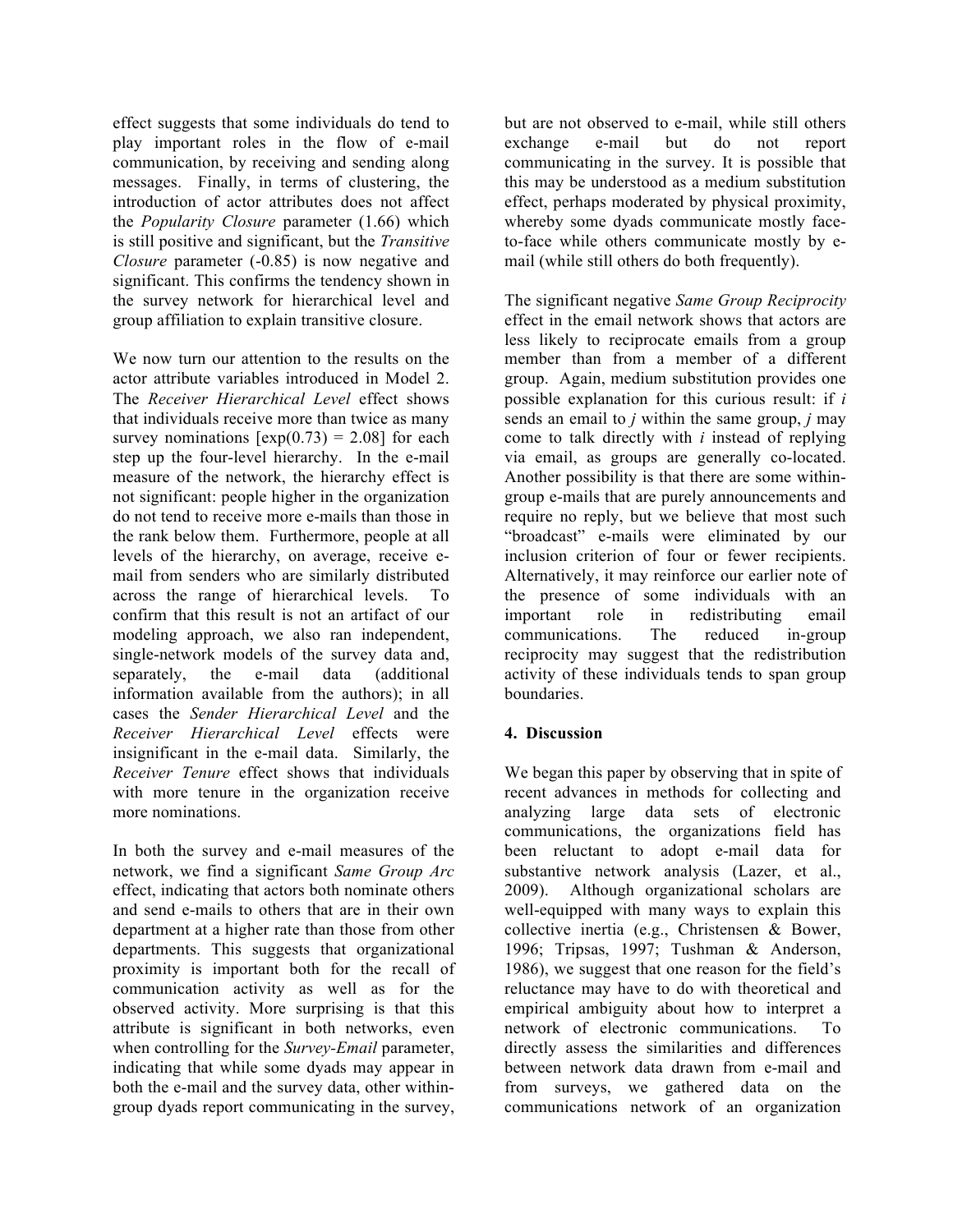effect suggests that some individuals do tend to play important roles in the flow of e-mail communication, by receiving and sending along messages. Finally, in terms of clustering, the introduction of actor attributes does not affect the *Popularity Closure* parameter (1.66) which is still positive and significant, but the *Transitive Closure* parameter (-0.85) is now negative and significant. This confirms the tendency shown in the survey network for hierarchical level and group affiliation to explain transitive closure.

We now turn our attention to the results on the actor attribute variables introduced in Model 2. The *Receiver Hierarchical Level* effect shows that individuals receive more than twice as many survey nominations [$\exp(0.73) = 2.08$] for each step up the four-level hierarchy. In the e-mail measure of the network, the hierarchy effect is not significant: people higher in the organization do not tend to receive more e-mails than those in the rank below them. Furthermore, people at all levels of the hierarchy, on average, receive e-mail from senders who are similarly distributed across the range of hierarchical levels. To confirm that this result is not an artifact of our modeling approach, we also ran independent, single-network models of the survey data and, separately, the e-mail data (additional information available from the authors); in all cases the *Sender Hierarchical Level* and the *Receiver Hierarchical Level* effects were insignificant in the e-mail data. Similarly, the *Receiver Tenure* effect shows that individuals with more tenure in the organization receive more nominations.

In both the survey and e-mail measures of the network, we find a significant *Same Group Arc* effect, indicating that actors both nominate others and send e-mails to others that are in their own department at a higher rate than those from other departments. This suggests that organizational proximity is important both for the recall of communication activity as well as for the observed activity. More surprising is that this attribute is significant in both networks, even when controlling for the *Survey-Email* parameter, indicating that while some dyads may appear in both the e-mail and the survey data, other within-group dyads report communicating in the survey, but are not observed to e-mail, while still others exchange e-mail but do not report communicating in the survey. It is possible that this may be understood as a medium substitution effect, perhaps moderated by physical proximity, whereby some dyads communicate mostly face-to-face while others communicate mostly by e-mail (while still others do both frequently).

The significant negative *Same Group Reciprocity* effect in the email network shows that actors are less likely to reciprocate emails from a group member than from a member of a different group. Again, medium substitution provides one possible explanation for this curious result: if *i* sends an email to *j* within the same group, *j* may come to talk directly with *i* instead of replying via email, as groups are generally co-located. Another possibility is that there are some within-group e-mails that are purely announcements and require no reply, but we believe that most such "broadcast" e-mails were eliminated by our inclusion criterion of four or fewer recipients. Alternatively, it may reinforce our earlier note of the presence of some individuals with an important role in redistributing email communications. The reduced in-group reciprocity may suggest that the redistribution activity of these individuals tends to span group boundaries.

## 4. Discussion

We began this paper by observing that in spite of recent advances in methods for collecting and analyzing large data sets of electronic communications, the organizations field has been reluctant to adopt e-mail data for substantive network analysis (Lazer, et al., 2009). Although organizational scholars are well-equipped with many ways to explain this collective inertia (e.g., Christensen & Bower, 1996; Tripsas, 1997; Tushman & Anderson, 1986), we suggest that one reason for the field's reluctance may have to do with theoretical and empirical ambiguity about how to interpret a network of electronic communications. To directly assess the similarities and differences between network data drawn from e-mail and from surveys, we gathered data on the communications network of an organization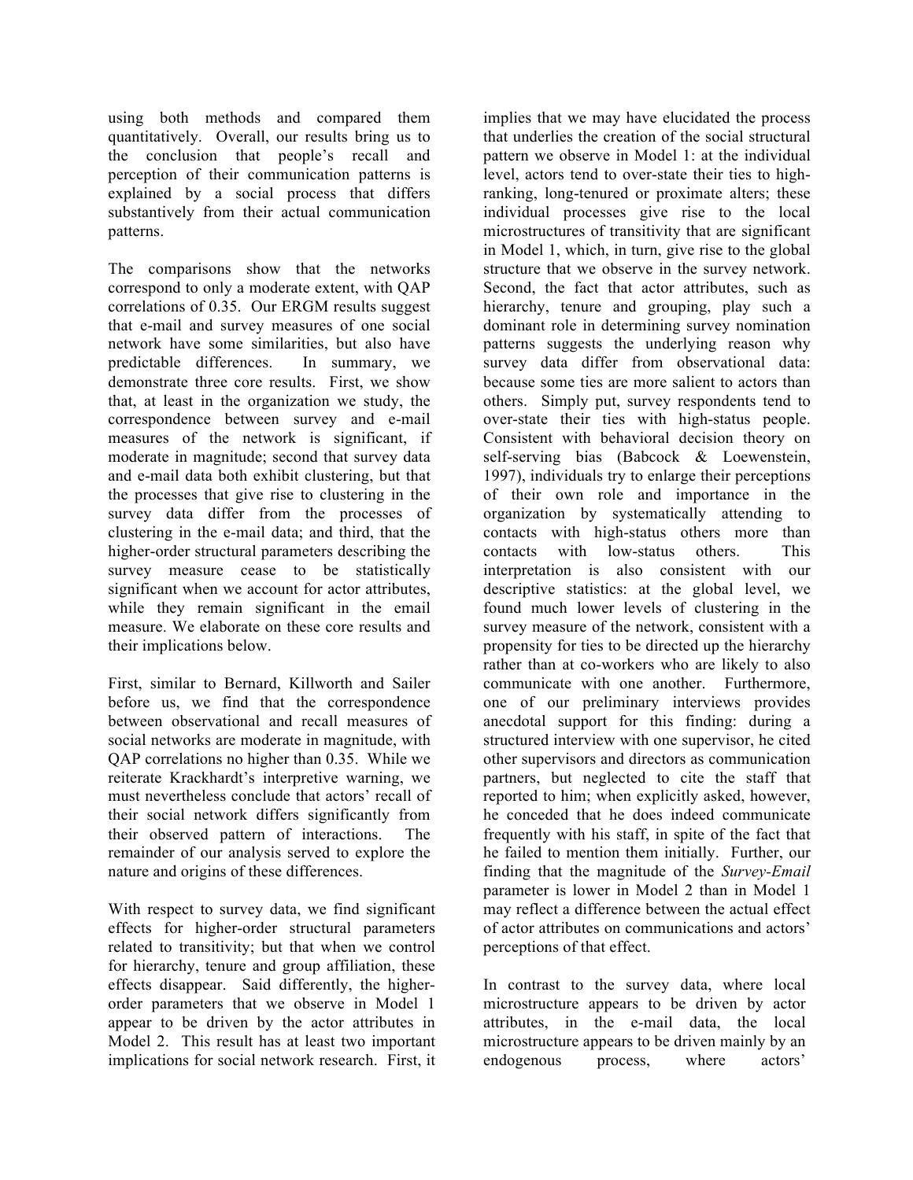using both methods and compared them quantitatively. Overall, our results bring us to the conclusion that people's recall and perception of their communication patterns is explained by a social process that differs substantively from their actual communication patterns.

The comparisons show that the networks correspond to only a moderate extent, with QAP correlations of 0.35. Our ERGM results suggest that e-mail and survey measures of one social network have some similarities, but also have predictable differences. In summary, we demonstrate three core results. First, we show that, at least in the organization we study, the correspondence between survey and e-mail measures of the network is significant, if moderate in magnitude; second that survey data and e-mail data both exhibit clustering, but that the processes that give rise to clustering in the survey data differ from the processes of clustering in the e-mail data; and third, that the higher-order structural parameters describing the survey measure cease to be statistically significant when we account for actor attributes, while they remain significant in the email measure. We elaborate on these core results and their implications below.

First, similar to Bernard, Killworth and Sailer before us, we find that the correspondence between observational and recall measures of social networks are moderate in magnitude, with QAP correlations no higher than 0.35. While we reiterate Krackhardt's interpretive warning, we must nevertheless conclude that actors' recall of their social network differs significantly from their observed pattern of interactions. The remainder of our analysis served to explore the nature and origins of these differences.

With respect to survey data, we find significant effects for higher-order structural parameters related to transitivity; but that when we control for hierarchy, tenure and group affiliation, these effects disappear. Said differently, the higher-order parameters that we observe in Model 1 appear to be driven by the actor attributes in Model 2. This result has at least two important implications for social network research. First, it implies that we may have elucidated the process that underlies the creation of the social structural pattern we observe in Model 1: at the individual level, actors tend to over-state their ties to high-ranking, long-tenured or proximate alters; these individual processes give rise to the local microstructures of transitivity that are significant in Model 1, which, in turn, give rise to the global structure that we observe in the survey network. Second, the fact that actor attributes, such as hierarchy, tenure and grouping, play such a dominant role in determining survey nomination patterns suggests the underlying reason why survey data differ from observational data: because some ties are more salient to actors than others. Simply put, survey respondents tend to over-state their ties with high-status people. Consistent with behavioral decision theory on self-serving bias (Babcock & Loewenstein, 1997), individuals try to enlarge their perceptions of their own role and importance in the organization by systematically attending to contacts with high-status others more than contacts with low-status others. This interpretation is also consistent with our descriptive statistics: at the global level, we found much lower levels of clustering in the survey measure of the network, consistent with a propensity for ties to be directed up the hierarchy rather than at co-workers who are likely to also communicate with one another. Furthermore, one of our preliminary interviews provides anecdotal support for this finding: during a structured interview with one supervisor, he cited other supervisors and directors as communication partners, but neglected to cite the staff that reported to him; when explicitly asked, however, he conceded that he does indeed communicate frequently with his staff, in spite of the fact that he failed to mention them initially. Further, our finding that the magnitude of the *Survey-Email* parameter is lower in Model 2 than in Model 1 may reflect a difference between the actual effect of actor attributes on communications and actors' perceptions of that effect.

In contrast to the survey data, where local microstructure appears to be driven by actor attributes, in the e-mail data, the local microstructure appears to be driven mainly by an endogenous process, where actors'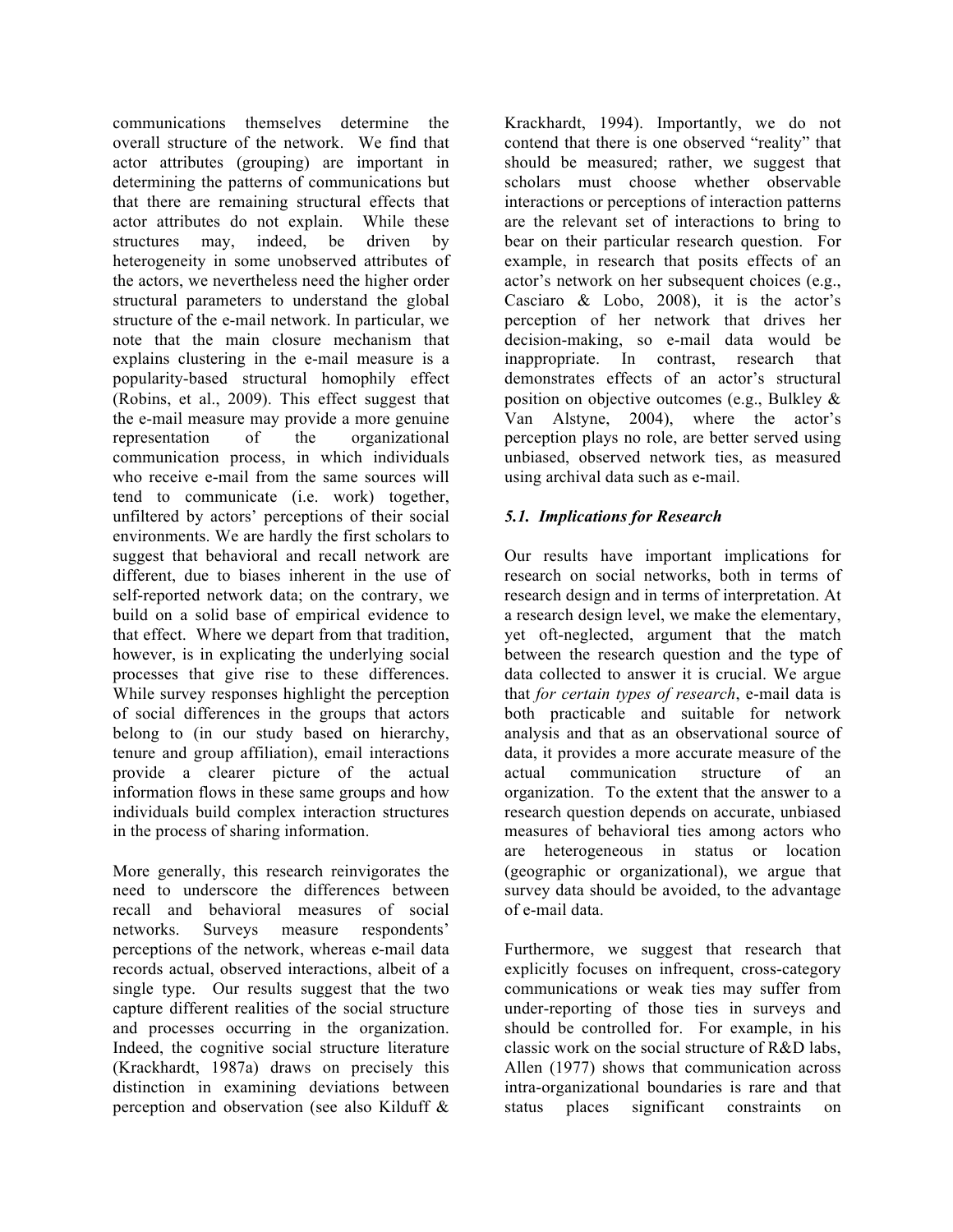communications themselves determine the overall structure of the network. We find that actor attributes (grouping) are important in determining the patterns of communications but that there are remaining structural effects that actor attributes do not explain. While these structures may, indeed, be driven by heterogeneity in some unobserved attributes of the actors, we nevertheless need the higher order structural parameters to understand the global structure of the e-mail network. In particular, we note that the main closure mechanism that explains clustering in the e-mail measure is a popularity-based structural homophily effect (Robins, et al., 2009). This effect suggest that the e-mail measure may provide a more genuine representation of the organizational communication process, in which individuals who receive e-mail from the same sources will tend to communicate (i.e. work) together, unfiltered by actors' perceptions of their social environments. We are hardly the first scholars to suggest that behavioral and recall network are different, due to biases inherent in the use of self-reported network data; on the contrary, we build on a solid base of empirical evidence to that effect. Where we depart from that tradition, however, is in explicating the underlying social processes that give rise to these differences. While survey responses highlight the perception of social differences in the groups that actors belong to (in our study based on hierarchy, tenure and group affiliation), email interactions provide a clearer picture of the actual information flows in these same groups and how individuals build complex interaction structures in the process of sharing information.

More generally, this research reinvigorates the need to underscore the differences between recall and behavioral measures of social networks. Surveys measure respondents' perceptions of the network, whereas e-mail data records actual, observed interactions, albeit of a single type. Our results suggest that the two capture different realities of the social structure and processes occurring in the organization. Indeed, the cognitive social structure literature (Krackhardt, 1987a) draws on precisely this distinction in examining deviations between perception and observation (see also Kilduff & Krackhardt, 1994). Importantly, we do not contend that there is one observed "reality" that should be measured; rather, we suggest that scholars must choose whether observable interactions or perceptions of interaction patterns are the relevant set of interactions to bring to bear on their particular research question. For example, in research that posits effects of an actor's network on her subsequent choices (e.g., Casciaro & Lobo, 2008), it is the actor's perception of her network that drives her decision-making, so e-mail data would be inappropriate. In contrast, research that demonstrates effects of an actor's structural position on objective outcomes (e.g., Bulkley & Van Alstyne, 2004), where the actor's perception plays no role, are better served using unbiased, observed network ties, as measured using archival data such as e-mail.

### *5.1. Implications for Research*

Our results have important implications for research on social networks, both in terms of research design and in terms of interpretation. At a research design level, we make the elementary, yet oft-neglected, argument that the match between the research question and the type of data collected to answer it is crucial. We argue that *for certain types of research*, e-mail data is both practicable and suitable for network analysis and that as an observational source of data, it provides a more accurate measure of the actual communication structure of an organization. To the extent that the answer to a research question depends on accurate, unbiased measures of behavioral ties among actors who are heterogeneous in status or location (geographic or organizational), we argue that survey data should be avoided, to the advantage of e-mail data.

Furthermore, we suggest that research that explicitly focuses on infrequent, cross-category communications or weak ties may suffer from under-reporting of those ties in surveys and should be controlled for. For example, in his classic work on the social structure of R&D labs, Allen (1977) shows that communication across intra-organizational boundaries is rare and that status places significant constraints on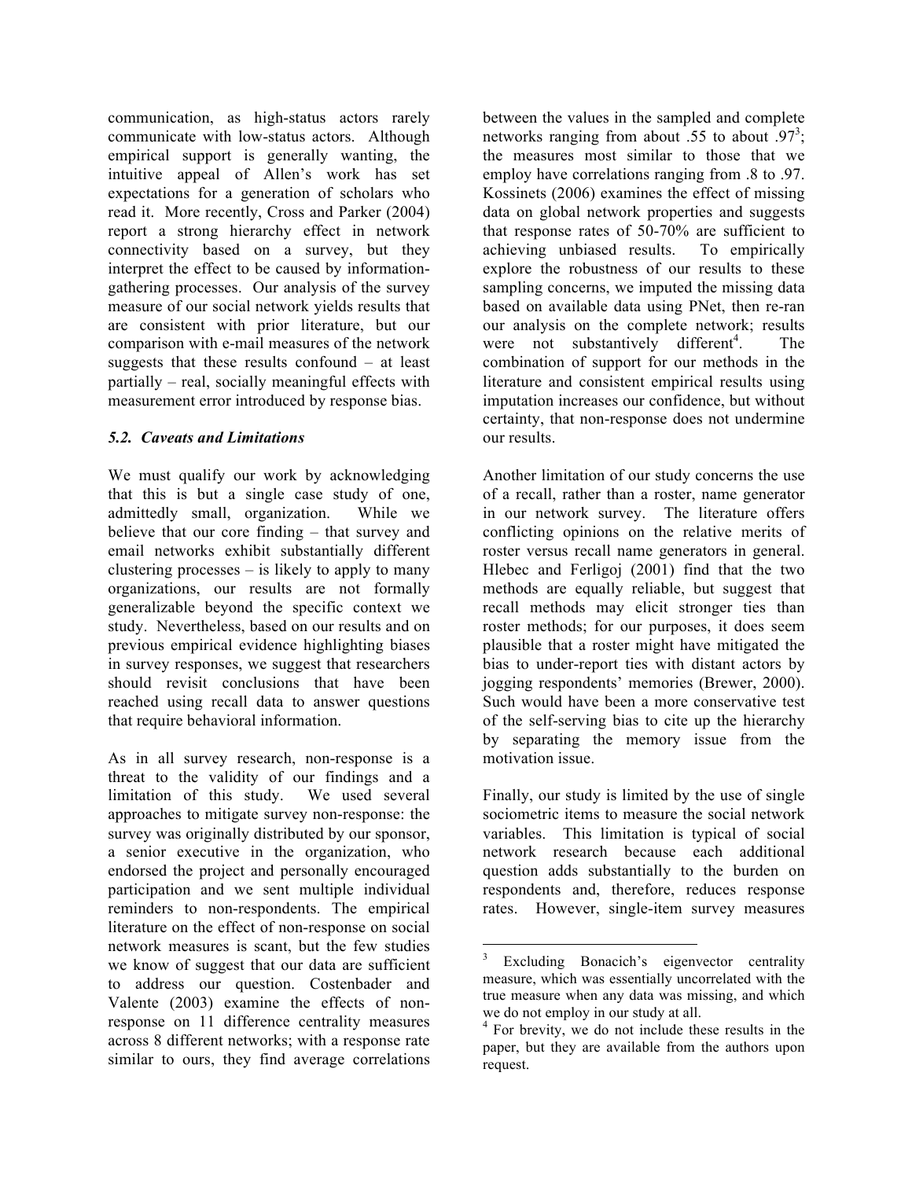communication, as high-status actors rarely communicate with low-status actors. Although empirical support is generally wanting, the intuitive appeal of Allen's work has set expectations for a generation of scholars who read it. More recently, Cross and Parker (2004) report a strong hierarchy effect in network connectivity based on a survey, but they interpret the effect to be caused by information-gathering processes. Our analysis of the survey measure of our social network yields results that are consistent with prior literature, but our comparison with e-mail measures of the network suggests that these results confound – at least partially – real, socially meaningful effects with measurement error introduced by response bias.

### *5.2. Caveats and Limitations*

We must qualify our work by acknowledging that this is but a single case study of one, admittedly small, organization. While we believe that our core finding – that survey and email networks exhibit substantially different clustering processes – is likely to apply to many organizations, our results are not formally generalizable beyond the specific context we study. Nevertheless, based on our results and on previous empirical evidence highlighting biases in survey responses, we suggest that researchers should revisit conclusions that have been reached using recall data to answer questions that require behavioral information.

As in all survey research, non-response is a threat to the validity of our findings and a limitation of this study. We used several approaches to mitigate survey non-response: the survey was originally distributed by our sponsor, a senior executive in the organization, who endorsed the project and personally encouraged participation and we sent multiple individual reminders to non-respondents. The empirical literature on the effect of non-response on social network measures is scant, but the few studies we know of suggest that our data are sufficient to address our question. Costenbader and Valente (2003) examine the effects of non-response on 11 difference centrality measures across 8 different networks; with a response rate similar to ours, they find average correlations between the values in the sampled and complete networks ranging from about .55 to about .97[3]; the measures most similar to those that we employ have correlations ranging from .8 to .97. Kossinets (2006) examines the effect of missing data on global network properties and suggests that response rates of 50-70% are sufficient to achieving unbiased results. To empirically explore the robustness of our results to these sampling concerns, we imputed the missing data based on available data using PNet, then re-ran our analysis on the complete network; results were not substantively different[4]. The combination of support for our methods in the literature and consistent empirical results using imputation increases our confidence, but without certainty, that non-response does not undermine our results.

Another limitation of our study concerns the use of a recall, rather than a roster, name generator in our network survey. The literature offers conflicting opinions on the relative merits of roster versus recall name generators in general. Hlebec and Ferligoj (2001) find that the two methods are equally reliable, but suggest that recall methods may elicit stronger ties than roster methods; for our purposes, it does seem plausible that a roster might have mitigated the bias to under-report ties with distant actors by jogging respondents' memories (Brewer, 2000). Such would have been a more conservative test of the self-serving bias to cite up the hierarchy by separating the memory issue from the motivation issue.

Finally, our study is limited by the use of single sociometric items to measure the social network variables. This limitation is typical of social network research because each additional question adds substantially to the burden on respondents and, therefore, reduces response rates. However, single-item survey measures

---

[3] Excluding Bonacich's eigenvector centrality measure, which was essentially uncorrelated with the true measure when any data was missing, and which we do not employ in our study at all.

[4] For brevity, we do not include these results in the paper, but they are available from the authors upon request.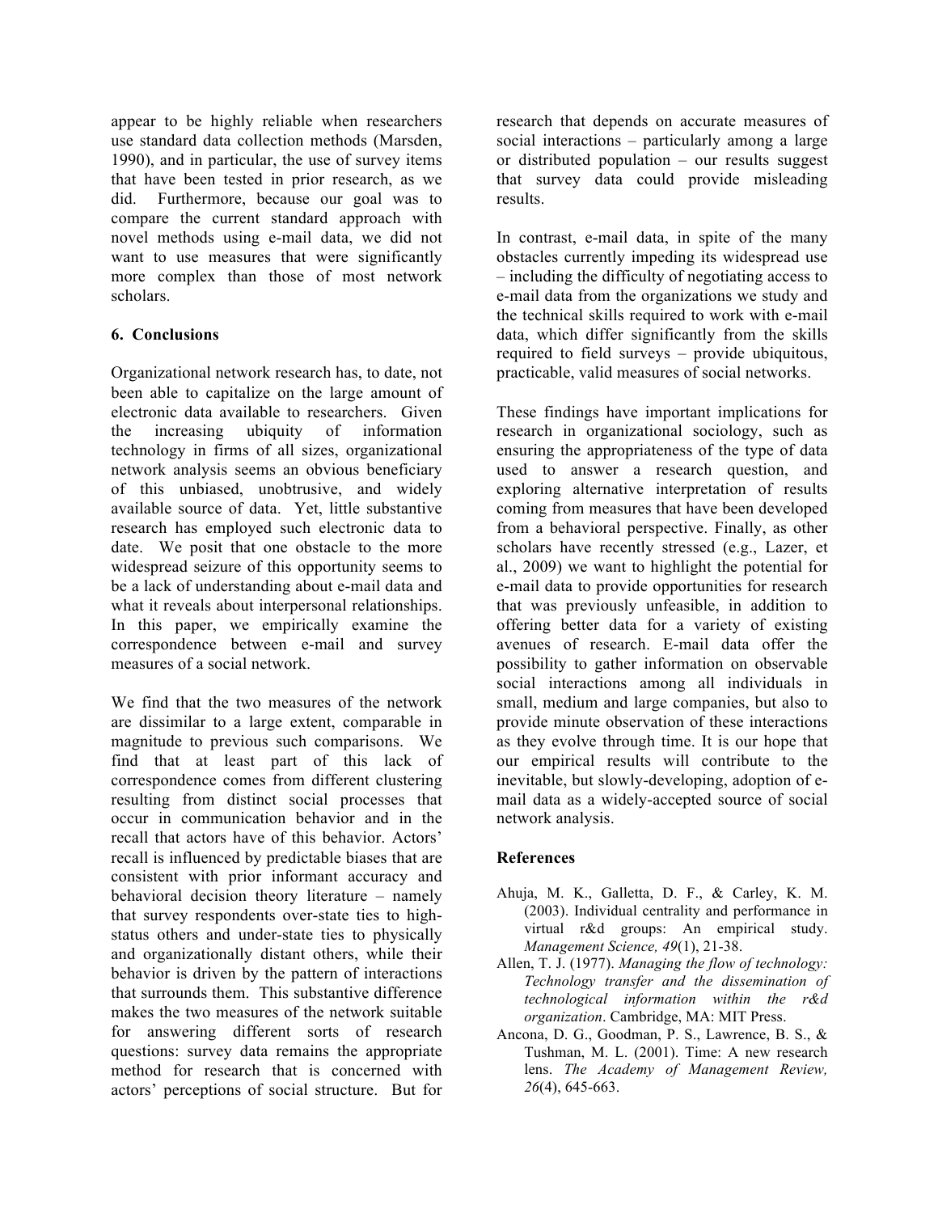appear to be highly reliable when researchers use standard data collection methods (Marsden, 1990), and in particular, the use of survey items that have been tested in prior research, as we did. Furthermore, because our goal was to compare the current standard approach with novel methods using e-mail data, we did not want to use measures that were significantly more complex than those of most network scholars.

## 6. Conclusions

Organizational network research has, to date, not been able to capitalize on the large amount of electronic data available to researchers. Given the increasing ubiquity of information technology in firms of all sizes, organizational network analysis seems an obvious beneficiary of this unbiased, unobtrusive, and widely available source of data. Yet, little substantive research has employed such electronic data to date. We posit that one obstacle to the more widespread seizure of this opportunity seems to be a lack of understanding about e-mail data and what it reveals about interpersonal relationships. In this paper, we empirically examine the correspondence between e-mail and survey measures of a social network.

We find that the two measures of the network are dissimilar to a large extent, comparable in magnitude to previous such comparisons. We find that at least part of this lack of correspondence comes from different clustering resulting from distinct social processes that occur in communication behavior and in the recall that actors have of this behavior. Actors' recall is influenced by predictable biases that are consistent with prior informant accuracy and behavioral decision theory literature – namely that survey respondents over-state ties to high-status others and under-state ties to physically and organizationally distant others, while their behavior is driven by the pattern of interactions that surrounds them. This substantive difference makes the two measures of the network suitable for answering different sorts of research questions: survey data remains the appropriate method for research that is concerned with actors' perceptions of social structure. But for research that depends on accurate measures of social interactions – particularly among a large or distributed population – our results suggest that survey data could provide misleading results.

In contrast, e-mail data, in spite of the many obstacles currently impeding its widespread use – including the difficulty of negotiating access to e-mail data from the organizations we study and the technical skills required to work with e-mail data, which differ significantly from the skills required to field surveys – provide ubiquitous, practicable, valid measures of social networks.

These findings have important implications for research in organizational sociology, such as ensuring the appropriateness of the type of data used to answer a research question, and exploring alternative interpretation of results coming from measures that have been developed from a behavioral perspective. Finally, as other scholars have recently stressed (e.g., Lazer, et al., 2009) we want to highlight the potential for e-mail data to provide opportunities for research that was previously unfeasible, in addition to offering better data for a variety of existing avenues of research. E-mail data offer the possibility to gather information on observable social interactions among all individuals in small, medium and large companies, but also to provide minute observation of these interactions as they evolve through time. It is our hope that our empirical results will contribute to the inevitable, but slowly-developing, adoption of e-mail data as a widely-accepted source of social network analysis.

## References

Ahuja, M. K., Galletta, D. F., & Carley, K. M. (2003). Individual centrality and performance in virtual r&d groups: An empirical study. *Management Science, 49*(1), 21-38.

Allen, T. J. (1977). *Managing the flow of technology: Technology transfer and the dissemination of technological information within the r&d organization*. Cambridge, MA: MIT Press.

Ancona, D. G., Goodman, P. S., Lawrence, B. S., & Tushman, M. L. (2001). Time: A new research lens. *The Academy of Management Review, 26*(4), 645-663.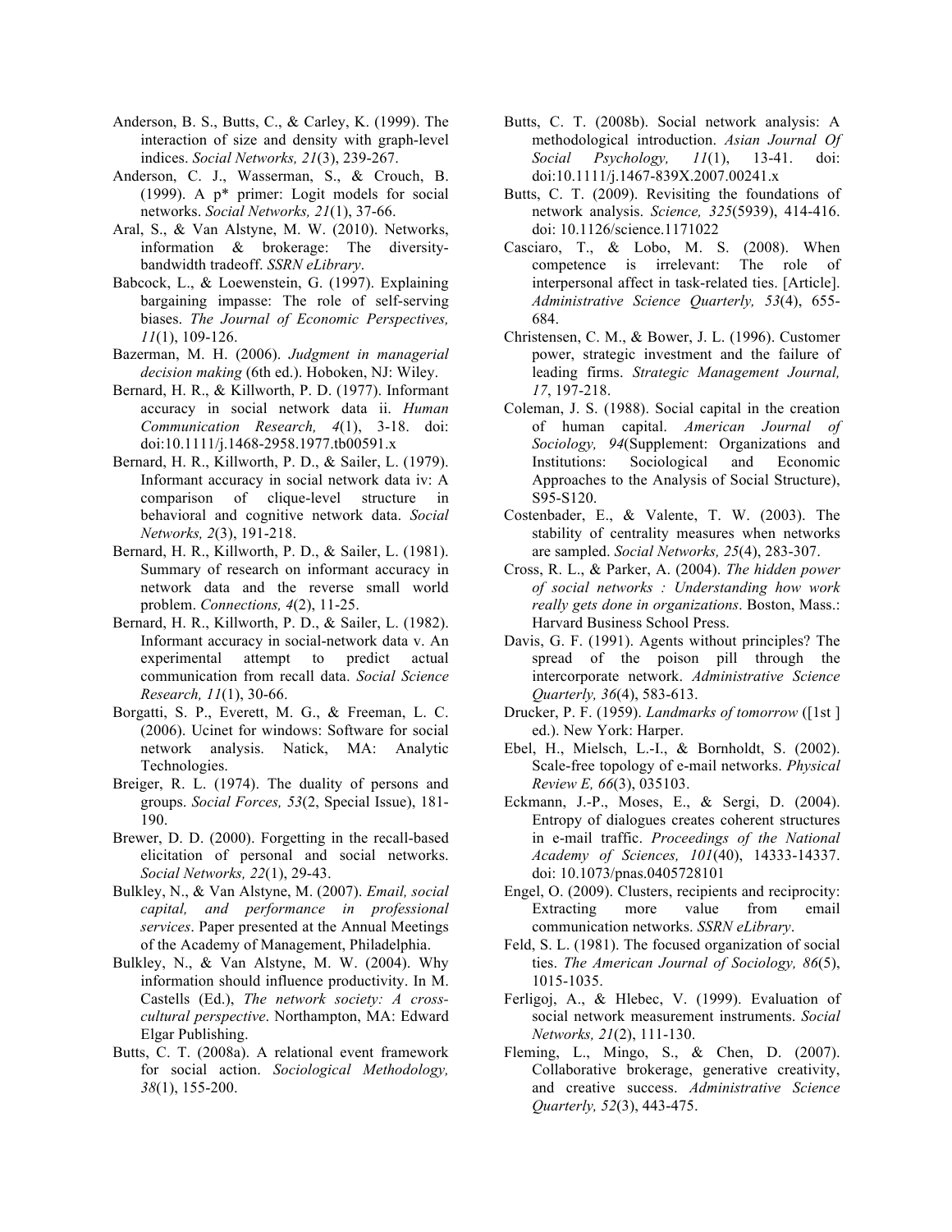Anderson, B. S., Butts, C., & Carley, K. (1999). The interaction of size and density with graph-level indices. *Social Networks, 21*(3), 239-267.

Anderson, C. J., Wasserman, S., & Crouch, B. (1999). A p* primer: Logit models for social networks. *Social Networks, 21*(1), 37-66.

Aral, S., & Van Alstyne, M. W. (2010). Networks, information & brokerage: The diversity-bandwidth tradeoff. *SSRN eLibrary*.

Babcock, L., & Loewenstein, G. (1997). Explaining bargaining impasse: The role of self-serving biases. *The Journal of Economic Perspectives, 11*(1), 109-126.

Bazerman, M. H. (2006). *Judgment in managerial decision making* (6th ed.). Hoboken, NJ: Wiley.

Bernard, H. R., & Killworth, P. D. (1977). Informant accuracy in social network data ii. *Human Communication Research, 4*(1), 3-18. doi: doi:10.1111/j.1468-2958.1977.tb00591.x

Bernard, H. R., Killworth, P. D., & Sailer, L. (1979). Informant accuracy in social network data iv: A comparison of clique-level structure in behavioral and cognitive network data. *Social Networks, 2*(3), 191-218.

Bernard, H. R., Killworth, P. D., & Sailer, L. (1981). Summary of research on informant accuracy in network data and the reverse small world problem. *Connections, 4*(2), 11-25.

Bernard, H. R., Killworth, P. D., & Sailer, L. (1982). Informant accuracy in social-network data v. An experimental attempt to predict actual communication from recall data. *Social Science Research, 11*(1), 30-66.

Borgatti, S. P., Everett, M. G., & Freeman, L. C. (2006). Ucinet for windows: Software for social network analysis. Natick, MA: Analytic Technologies.

Breiger, R. L. (1974). The duality of persons and groups. *Social Forces, 53*(2, Special Issue), 181-190.

Brewer, D. D. (2000). Forgetting in the recall-based elicitation of personal and social networks. *Social Networks, 22*(1), 29-43.

Bulkley, N., & Van Alstyne, M. (2007). *Email, social capital, and performance in professional services*. Paper presented at the Annual Meetings of the Academy of Management, Philadelphia.

Bulkley, N., & Van Alstyne, M. W. (2004). Why information should influence productivity. In M. Castells (Ed.), *The network society: A cross-cultural perspective*. Northampton, MA: Edward Elgar Publishing.

Butts, C. T. (2008a). A relational event framework for social action. *Sociological Methodology, 38*(1), 155-200.

Butts, C. T. (2008b). Social network analysis: A methodological introduction. *Asian Journal Of Social Psychology, 11*(1), 13-41. doi: doi:10.1111/j.1467-839X.2007.00241.x

Butts, C. T. (2009). Revisiting the foundations of network analysis. *Science, 325*(5939), 414-416. doi: 10.1126/science.1171022

Casciaro, T., & Lobo, M. S. (2008). When competence is irrelevant: The role of interpersonal affect in task-related ties. [Article]. *Administrative Science Quarterly, 53*(4), 655-684.

Christensen, C. M., & Bower, J. L. (1996). Customer power, strategic investment and the failure of leading firms. *Strategic Management Journal, 17*, 197-218.

Coleman, J. S. (1988). Social capital in the creation of human capital. *American Journal of Sociology, 94*(Supplement: Organizations and Institutions: Sociological and Economic Approaches to the Analysis of Social Structure), S95-S120.

Costenbader, E., & Valente, T. W. (2003). The stability of centrality measures when networks are sampled. *Social Networks, 25*(4), 283-307.

Cross, R. L., & Parker, A. (2004). *The hidden power of social networks : Understanding how work really gets done in organizations*. Boston, Mass.: Harvard Business School Press.

Davis, G. F. (1991). Agents without principles? The spread of the poison pill through the intercorporate network. *Administrative Science Quarterly, 36*(4), 583-613.

Drucker, P. F. (1959). *Landmarks of tomorrow* ([1st ] ed.). New York: Harper.

Ebel, H., Mielsch, L.-I., & Bornholdt, S. (2002). Scale-free topology of e-mail networks. *Physical Review E, 66*(3), 035103.

Eckmann, J.-P., Moses, E., & Sergi, D. (2004). Entropy of dialogues creates coherent structures in e-mail traffic. *Proceedings of the National Academy of Sciences, 101*(40), 14333-14337. doi: 10.1073/pnas.0405728101

Engel, O. (2009). Clusters, recipients and reciprocity: Extracting more value from email communication networks. *SSRN eLibrary*.

Feld, S. L. (1981). The focused organization of social ties. *The American Journal of Sociology, 86*(5), 1015-1035.

Ferligoj, A., & Hlebec, V. (1999). Evaluation of social network measurement instruments. *Social Networks, 21*(2), 111-130.

Fleming, L., Mingo, S., & Chen, D. (2007). Collaborative brokerage, generative creativity, and creative success. *Administrative Science Quarterly, 52*(3), 443-475.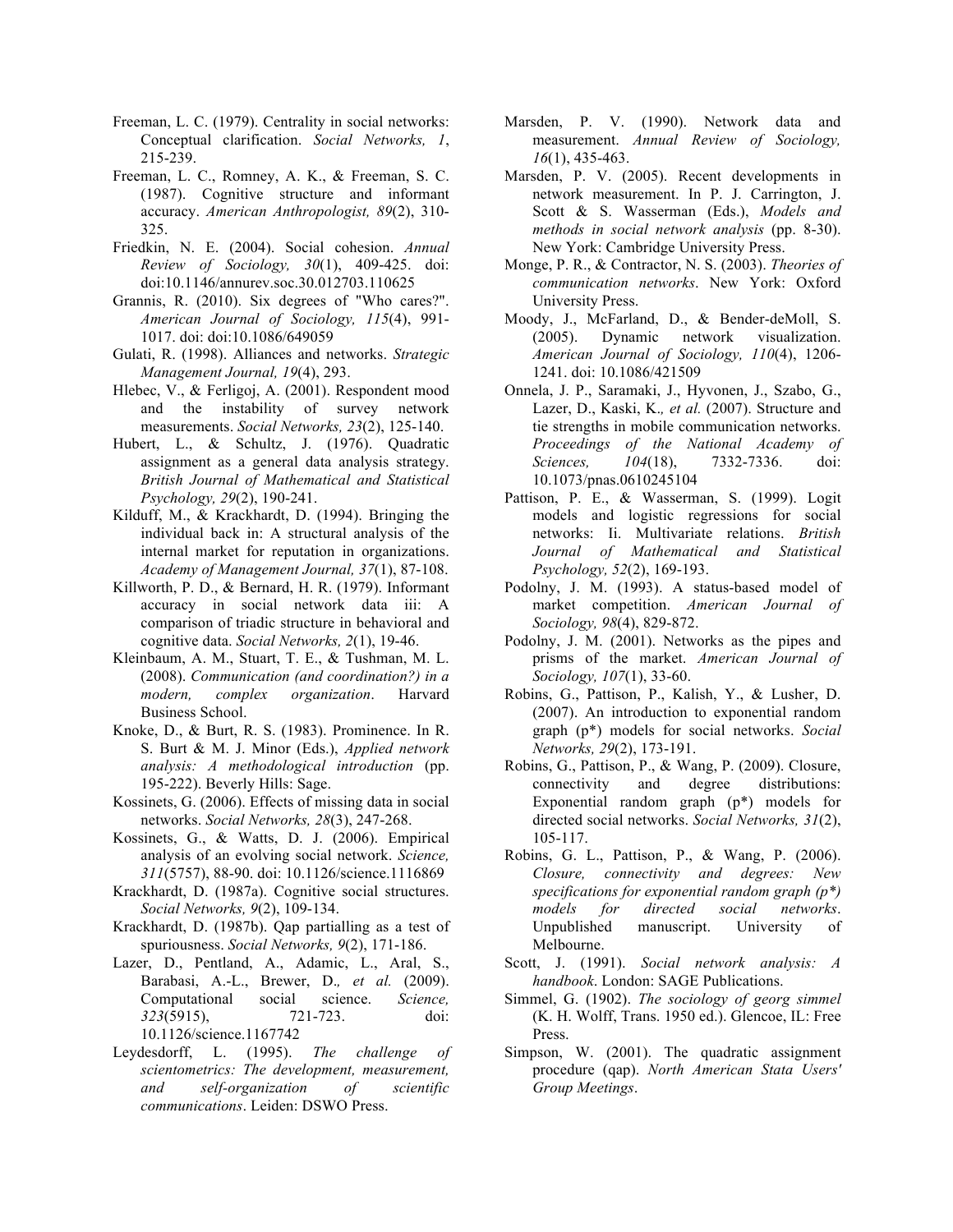Freeman, L. C. (1979). Centrality in social networks: Conceptual clarification. *Social Networks, 1*, 215-239.

Freeman, L. C., Romney, A. K., & Freeman, S. C. (1987). Cognitive structure and informant accuracy. *American Anthropologist, 89*(2), 310-325.

Friedkin, N. E. (2004). Social cohesion. *Annual Review of Sociology, 30*(1), 409-425. doi: doi:10.1146/annurev.soc.30.012703.110625

Grannis, R. (2010). Six degrees of "Who cares?". *American Journal of Sociology, 115*(4), 991-1017. doi: doi:10.1086/649059

Gulati, R. (1998). Alliances and networks. *Strategic Management Journal, 19*(4), 293.

Hlebec, V., & Ferligoj, A. (2001). Respondent mood and the instability of survey network measurements. *Social Networks, 23*(2), 125-140.

Hubert, L., & Schultz, J. (1976). Quadratic assignment as a general data analysis strategy. *British Journal of Mathematical and Statistical Psychology, 29*(2), 190-241.

Kilduff, M., & Krackhardt, D. (1994). Bringing the individual back in: A structural analysis of the internal market for reputation in organizations. *Academy of Management Journal, 37*(1), 87-108.

Killworth, P. D., & Bernard, H. R. (1979). Informant accuracy in social network data iii: A comparison of triadic structure in behavioral and cognitive data. *Social Networks, 2*(1), 19-46.

Kleinbaum, A. M., Stuart, T. E., & Tushman, M. L. (2008). *Communication (and coordination?) in a modern, complex organization*. Harvard Business School.

Knoke, D., & Burt, R. S. (1983). Prominence. In R. S. Burt & M. J. Minor (Eds.), *Applied network analysis: A methodological introduction* (pp. 195-222). Beverly Hills: Sage.

Kossinets, G. (2006). Effects of missing data in social networks. *Social Networks, 28*(3), 247-268.

Kossinets, G., & Watts, D. J. (2006). Empirical analysis of an evolving social network. *Science, 311*(5757), 88-90. doi: 10.1126/science.1116869

Krackhardt, D. (1987a). Cognitive social structures. *Social Networks, 9*(2), 109-134.

Krackhardt, D. (1987b). Qap partialling as a test of spuriousness. *Social Networks, 9*(2), 171-186.

Lazer, D., Pentland, A., Adamic, L., Aral, S., Barabasi, A.-L., Brewer, D.*, et al.* (2009). Computational social science. *Science, 323*(5915), 721-723. doi: 10.1126/science.1167742

Leydesdorff, L. (1995). *The challenge of scientometrics: The development, measurement, and self-organization of scientific communications*. Leiden: DSWO Press.

Marsden, P. V. (1990). Network data and measurement. *Annual Review of Sociology, 16*(1), 435-463.

Marsden, P. V. (2005). Recent developments in network measurement. In P. J. Carrington, J. Scott & S. Wasserman (Eds.), *Models and methods in social network analysis* (pp. 8-30). New York: Cambridge University Press.

Monge, P. R., & Contractor, N. S. (2003). *Theories of communication networks*. New York: Oxford University Press.

Moody, J., McFarland, D., & Bender-deMoll, S. (2005). Dynamic network visualization. *American Journal of Sociology, 110*(4), 1206-1241. doi: 10.1086/421509

Onnela, J. P., Saramaki, J., Hyvonen, J., Szabo, G., Lazer, D., Kaski, K.*, et al.* (2007). Structure and tie strengths in mobile communication networks. *Proceedings of the National Academy of Sciences, 104*(18), 7332-7336. doi: 10.1073/pnas.0610245104

Pattison, P. E., & Wasserman, S. (1999). Logit models and logistic regressions for social networks: Ii. Multivariate relations. *British Journal of Mathematical and Statistical Psychology, 52*(2), 169-193.

Podolny, J. M. (1993). A status-based model of market competition. *American Journal of Sociology, 98*(4), 829-872.

Podolny, J. M. (2001). Networks as the pipes and prisms of the market. *American Journal of Sociology, 107*(1), 33-60.

Robins, G., Pattison, P., Kalish, Y., & Lusher, D. (2007). An introduction to exponential random graph (p*) models for social networks. *Social Networks, 29*(2), 173-191.

Robins, G., Pattison, P., & Wang, P. (2009). Closure, connectivity and degree distributions: Exponential random graph (p*) models for directed social networks. *Social Networks, 31*(2), 105-117.

Robins, G. L., Pattison, P., & Wang, P. (2006). *Closure, connectivity and degrees: New specifications for exponential random graph (p*) models for directed social networks*. Unpublished manuscript. University of Melbourne.

Scott, J. (1991). *Social network analysis: A handbook*. London: SAGE Publications.

Simmel, G. (1902). *The sociology of georg simmel* (K. H. Wolff, Trans. 1950 ed.). Glencoe, IL: Free Press.

Simpson, W. (2001). The quadratic assignment procedure (qap). *North American Stata Users' Group Meetings*.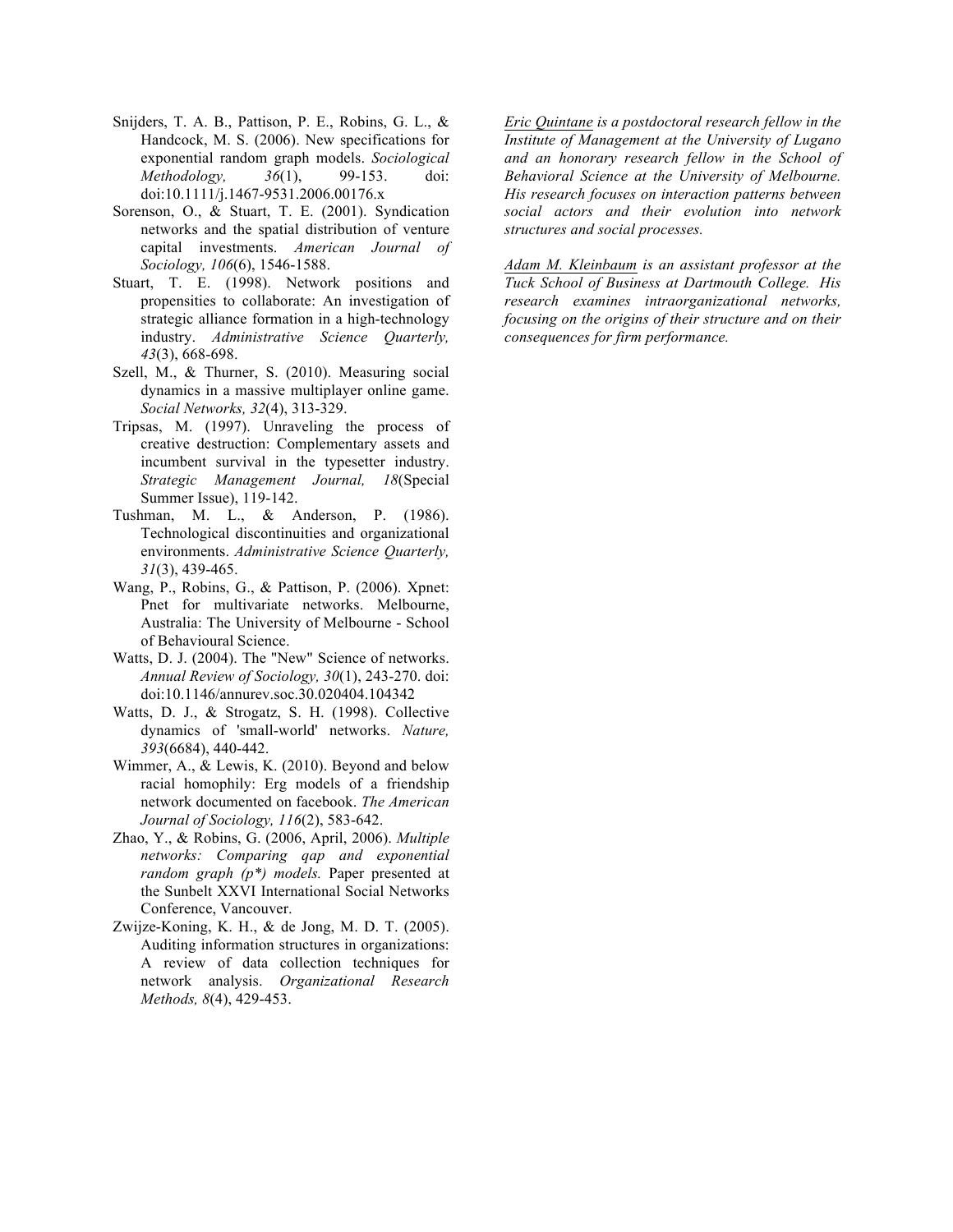Snijders, T. A. B., Pattison, P. E., Robins, G. L., & Handcock, M. S. (2006). New specifications for exponential random graph models. *Sociological Methodology, 36*(1), 99-153. doi: doi:10.1111/j.1467-9531.2006.00176.x

Sorenson, O., & Stuart, T. E. (2001). Syndication networks and the spatial distribution of venture capital investments. *American Journal of Sociology, 106*(6), 1546-1588.

Stuart, T. E. (1998). Network positions and propensities to collaborate: An investigation of strategic alliance formation in a high-technology industry. *Administrative Science Quarterly, 43*(3), 668-698.

Szell, M., & Thurner, S. (2010). Measuring social dynamics in a massive multiplayer online game. *Social Networks, 32*(4), 313-329.

Tripsas, M. (1997). Unraveling the process of creative destruction: Complementary assets and incumbent survival in the typesetter industry. *Strategic Management Journal, 18*(Special Summer Issue), 119-142.

Tushman, M. L., & Anderson, P. (1986). Technological discontinuities and organizational environments. *Administrative Science Quarterly, 31*(3), 439-465.

Wang, P., Robins, G., & Pattison, P. (2006). Xpnet: Pnet for multivariate networks. Melbourne, Australia: The University of Melbourne - School of Behavioural Science.

Watts, D. J. (2004). The "New" Science of networks. *Annual Review of Sociology, 30*(1), 243-270. doi: doi:10.1146/annurev.soc.30.020404.104342

Watts, D. J., & Strogatz, S. H. (1998). Collective dynamics of 'small-world' networks. *Nature, 393*(6684), 440-442.

Wimmer, A., & Lewis, K. (2010). Beyond and below racial homophily: Erg models of a friendship network documented on facebook. *The American Journal of Sociology, 116*(2), 583-642.

Zhao, Y., & Robins, G. (2006, April, 2006). *Multiple networks: Comparing qap and exponential random graph (p\*) models.* Paper presented at the Sunbelt XXVI International Social Networks Conference, Vancouver.

Zwijze-Koning, K. H., & de Jong, M. D. T. (2005). Auditing information structures in organizations: A review of data collection techniques for network analysis. *Organizational Research Methods, 8*(4), 429-453.

*Eric Quintane is a postdoctoral research fellow in the Institute of Management at the University of Lugano and an honorary research fellow in the School of Behavioral Science at the University of Melbourne. His research focuses on interaction patterns between social actors and their evolution into network structures and social processes.*

*Adam M. Kleinbaum is an assistant professor at the Tuck School of Business at Dartmouth College. His research examines intraorganizational networks, focusing on the origins of their structure and on their consequences for firm performance.*